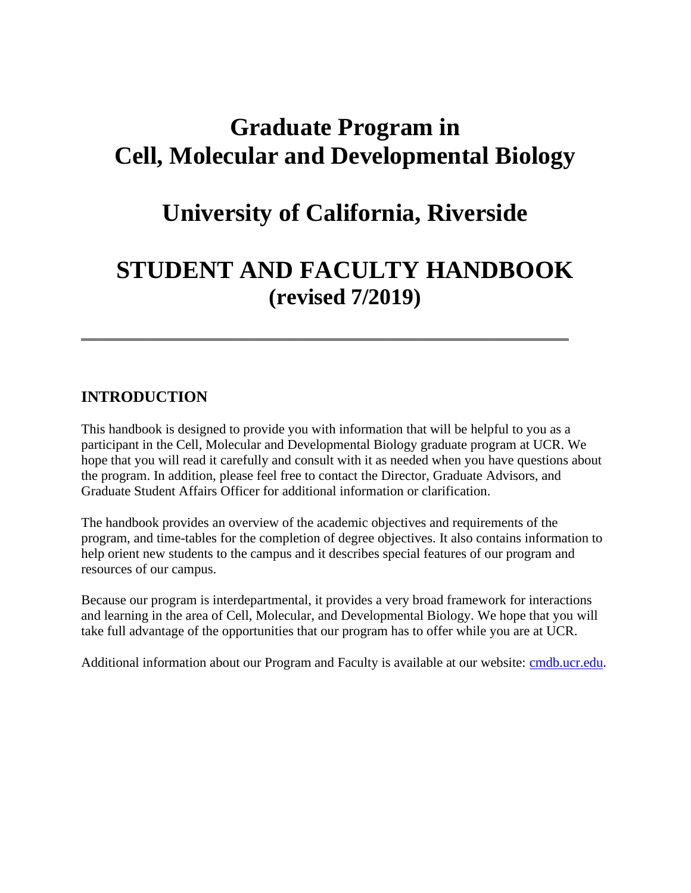# Graduate Program in Cell, Molecular and Developmental Biology

# University of California, Riverside

# STUDENT AND FACULTY HANDBOOK (revised 7/2019)

---

## INTRODUCTION

This handbook is designed to provide you with information that will be helpful to you as a participant in the Cell, Molecular and Developmental Biology graduate program at UCR. We hope that you will read it carefully and consult with it as needed when you have questions about the program. In addition, please feel free to contact the Director, Graduate Advisors, and Graduate Student Affairs Officer for additional information or clarification.

The handbook provides an overview of the academic objectives and requirements of the program, and time-tables for the completion of degree objectives. It also contains information to help orient new students to the campus and it describes special features of our program and resources of our campus.

Because our program is interdepartmental, it provides a very broad framework for interactions and learning in the area of Cell, Molecular, and Developmental Biology. We hope that you will take full advantage of the opportunities that our program has to offer while you are at UCR.

Additional information about our Program and Faculty is available at our website: cmdb.ucr.edu.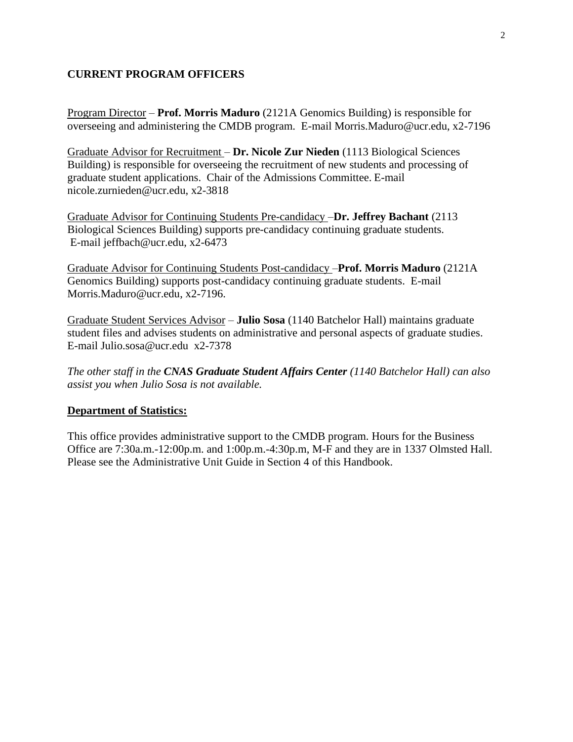## CURRENT PROGRAM OFFICERS

Program Director – **Prof. Morris Maduro** (2121A Genomics Building) is responsible for overseeing and administering the CMDB program. E-mail Morris.Maduro@ucr.edu, x2-7196

Graduate Advisor for Recruitment – **Dr. Nicole Zur Nieden** (1113 Biological Sciences Building) is responsible for overseeing the recruitment of new students and processing of graduate student applications. Chair of the Admissions Committee. E-mail nicole.zurnieden@ucr.edu, x2-3818

Graduate Advisor for Continuing Students Pre-candidacy –**Dr. Jeffrey Bachant** (2113 Biological Sciences Building) supports pre-candidacy continuing graduate students. E-mail jeffbach@ucr.edu, x2-6473

Graduate Advisor for Continuing Students Post-candidacy –**Prof. Morris Maduro** (2121A Genomics Building) supports post-candidacy continuing graduate students. E-mail Morris.Maduro@ucr.edu, x2-7196.

Graduate Student Services Advisor – **Julio Sosa** (1140 Batchelor Hall) maintains graduate student files and advises students on administrative and personal aspects of graduate studies. E-mail Julio.sosa@ucr.edu x2-7378

*The other staff in the **CNAS Graduate Student Affairs Center** (1140 Batchelor Hall) can also assist you when Julio Sosa is not available.*

**Department of Statistics:**

This office provides administrative support to the CMDB program. Hours for the Business Office are 7:30a.m.-12:00p.m. and 1:00p.m.-4:30p.m, M-F and they are in 1337 Olmsted Hall. Please see the Administrative Unit Guide in Section 4 of this Handbook.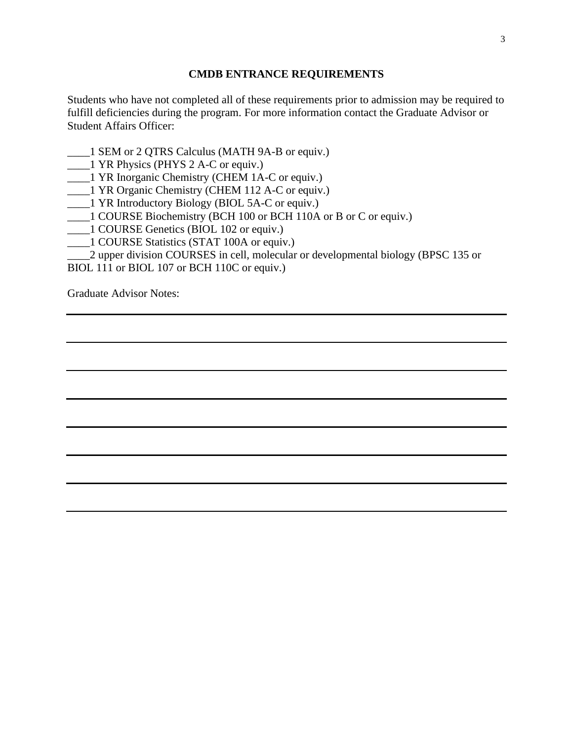## CMDB ENTRANCE REQUIREMENTS

Students who have not completed all of these requirements prior to admission may be required to fulfill deficiencies during the program. For more information contact the Graduate Advisor or Student Affairs Officer:

____1 SEM or 2 QTRS Calculus (MATH 9A-B or equiv.)
____1 YR Physics (PHYS 2 A-C or equiv.)
____1 YR Inorganic Chemistry (CHEM 1A-C or equiv.)
____1 YR Organic Chemistry (CHEM 112 A-C or equiv.)
____1 YR Introductory Biology (BIOL 5A-C or equiv.)
____1 COURSE Biochemistry (BCH 100 or BCH 110A or B or C or equiv.)
____1 COURSE Genetics (BIOL 102 or equiv.)
____1 COURSE Statistics (STAT 100A or equiv.)
____2 upper division COURSES in cell, molecular or developmental biology (BPSC 135 or BIOL 111 or BIOL 107 or BCH 110C or equiv.)

Graduate Advisor Notes:

_______________________________________________________________________________

_______________________________________________________________________________

_______________________________________________________________________________

_______________________________________________________________________________

_______________________________________________________________________________

_______________________________________________________________________________

_______________________________________________________________________________

_______________________________________________________________________________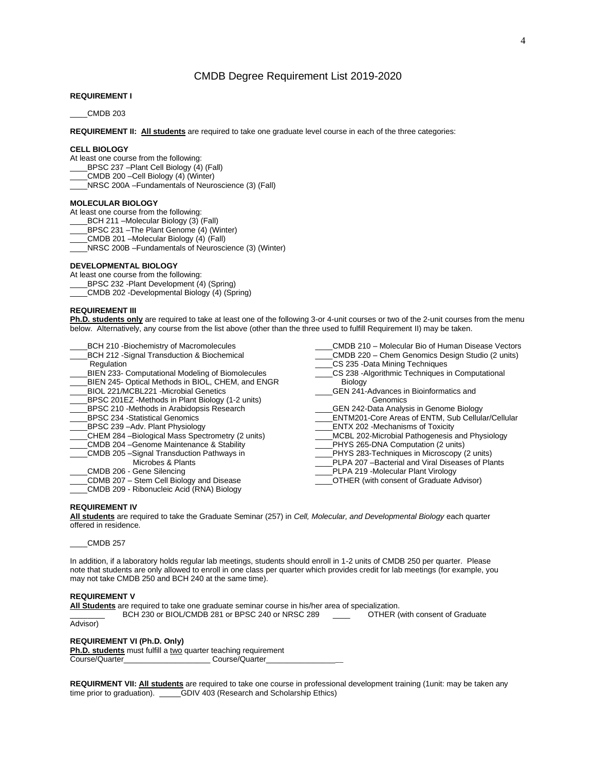# CMDB Degree Requirement List 2019-2020

**REQUIREMENT I**

____CMDB 203

**REQUIREMENT II: All students** are required to take one graduate level course in each of the three categories:

**CELL BIOLOGY**

At least one course from the following:

____BPSC 237 –Plant Cell Biology (4) (Fall)
____CMDB 200 –Cell Biology (4) (Winter)
____NRSC 200A –Fundamentals of Neuroscience (3) (Fall)

**MOLECULAR BIOLOGY**

At least one course from the following:

____BCH 211 –Molecular Biology (3) (Fall)
____BPSC 231 –The Plant Genome (4) (Winter)
____CMDB 201 –Molecular Biology (4) (Fall)
____NRSC 200B –Fundamentals of Neuroscience (3) (Winter)

**DEVELOPMENTAL BIOLOGY**

At least one course from the following:

____BPSC 232 -Plant Development (4) (Spring)
____CMDB 202 -Developmental Biology (4) (Spring)

**REQUIREMENT III**

**Ph.D. students only** are required to take at least one of the following 3-or 4-unit courses or two of the 2-unit courses from the menu below. Alternatively, any course from the list above (other than the three used to fulfill Requirement II) may be taken.

____BCH 210 -Biochemistry of Macromolecules
____BCH 212 -Signal Transduction & Biochemical Regulation
____BIEN 233- Computational Modeling of Biomolecules
____BIEN 245- Optical Methods in BIOL, CHEM, and ENGR
____BIOL 221/MCBL221 -Microbial Genetics
____BPSC 201EZ -Methods in Plant Biology (1-2 units)
____BPSC 210 -Methods in Arabidopsis Research
____BPSC 234 -Statistical Genomics
____BPSC 239 –Adv. Plant Physiology
____CHEM 284 –Biological Mass Spectrometry (2 units)
____CMDB 204 –Genome Maintenance & Stability
____CMDB 205 –Signal Transduction Pathways in Microbes & Plants
____CMDB 206 - Gene Silencing
____CDMB 207 – Stem Cell Biology and Disease
____CMDB 209 - Ribonucleic Acid (RNA) Biology
____CMDB 210 – Molecular Bio of Human Disease Vectors
____CMDB 220 – Chem Genomics Design Studio (2 units)
____CS 235 -Data Mining Techniques
____CS 238 -Algorithmic Techniques in Computational Biology
____GEN 241-Advances in Bioinformatics and Genomics
____GEN 242-Data Analysis in Genome Biology
____ENTM201-Core Areas of ENTM, Sub Cellular/Cellular
____ENTX 202 -Mechanisms of Toxicity
____MCBL 202-Microbial Pathogenesis and Physiology
____PHYS 265-DNA Computation (2 units)
____PHYS 283-Techniques in Microscopy (2 units)
____PLPA 207 –Bacterial and Viral Diseases of Plants
____PLPA 219 -Molecular Plant Virology
____OTHER (with consent of Graduate Advisor)

**REQUIREMENT IV**

**All students** are required to take the Graduate Seminar (257) in *Cell, Molecular, and Developmental Biology* each quarter offered in residence.

____CMDB 257

In addition, if a laboratory holds regular lab meetings, students should enroll in 1-2 units of CMDB 250 per quarter. Please note that students are only allowed to enroll in one class per quarter which provides credit for lab meetings (for example, you may not take CMDB 250 and BCH 240 at the same time).

**REQUIREMENT V**

**All Students** are required to take one graduate seminar course in his/her area of specialization.

________ BCH 230 or BIOL/CMDB 281 or BPSC 240 or NRSC 289 ____ OTHER (with consent of Graduate Advisor)

**REQUIREMENT VI (Ph.D. Only)**

**Ph.D. students** must fulfill a two quarter teaching requirement

Course/Quarter____________________ Course/Quarter__________________

**REQUIRMENT VII: All students** are required to take one course in professional development training (1unit: may be taken any time prior to graduation). _____GDIV 403 (Research and Scholarship Ethics)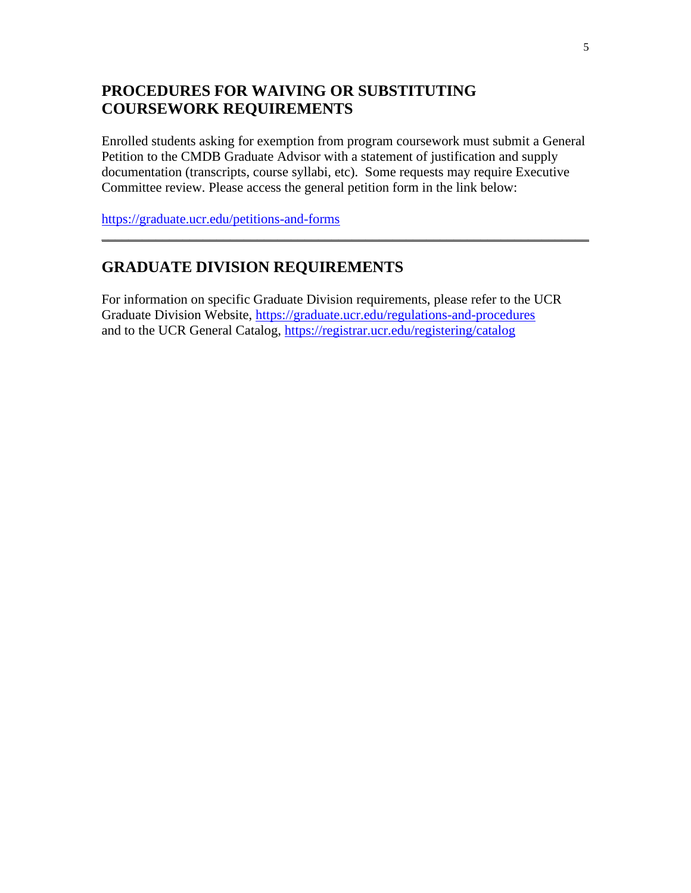## PROCEDURES FOR WAIVING OR SUBSTITUTING COURSEWORK REQUIREMENTS

Enrolled students asking for exemption from program coursework must submit a General Petition to the CMDB Graduate Advisor with a statement of justification and supply documentation (transcripts, course syllabi, etc). Some requests may require Executive Committee review. Please access the general petition form in the link below:

https://graduate.ucr.edu/petitions-and-forms

---

## GRADUATE DIVISION REQUIREMENTS

For information on specific Graduate Division requirements, please refer to the UCR Graduate Division Website, https://graduate.ucr.edu/regulations-and-procedures and to the UCR General Catalog, https://registrar.ucr.edu/registering/catalog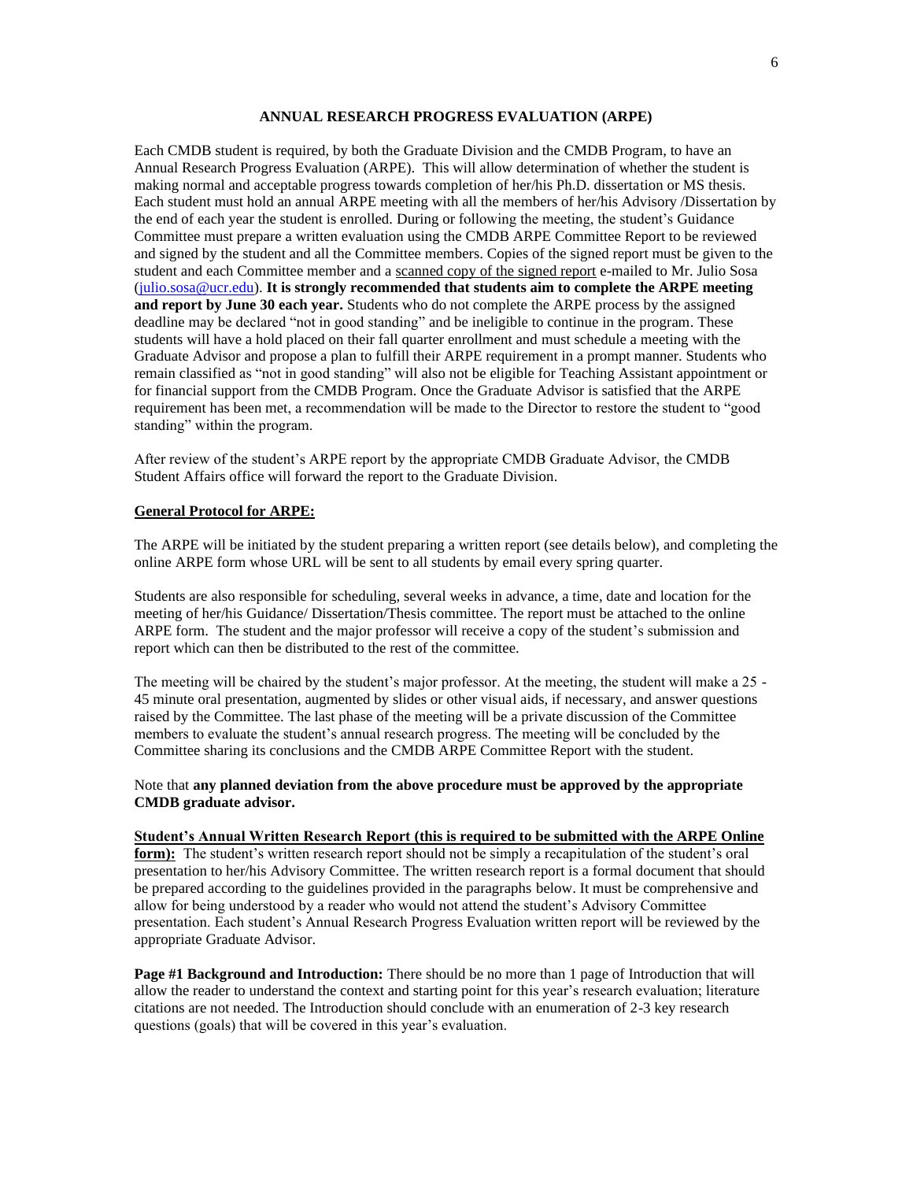## ANNUAL RESEARCH PROGRESS EVALUATION (ARPE)

Each CMDB student is required, by both the Graduate Division and the CMDB Program, to have an Annual Research Progress Evaluation (ARPE). This will allow determination of whether the student is making normal and acceptable progress towards completion of her/his Ph.D. dissertation or MS thesis. Each student must hold an annual ARPE meeting with all the members of her/his Advisory /Dissertation by the end of each year the student is enrolled. During or following the meeting, the student's Guidance Committee must prepare a written evaluation using the CMDB ARPE Committee Report to be reviewed and signed by the student and all the Committee members. Copies of the signed report must be given to the student and each Committee member and a scanned copy of the signed report e-mailed to Mr. Julio Sosa (julio.sosa@ucr.edu). **It is strongly recommended that students aim to complete the ARPE meeting and report by June 30 each year.** Students who do not complete the ARPE process by the assigned deadline may be declared "not in good standing" and be ineligible to continue in the program. These students will have a hold placed on their fall quarter enrollment and must schedule a meeting with the Graduate Advisor and propose a plan to fulfill their ARPE requirement in a prompt manner. Students who remain classified as "not in good standing" will also not be eligible for Teaching Assistant appointment or for financial support from the CMDB Program. Once the Graduate Advisor is satisfied that the ARPE requirement has been met, a recommendation will be made to the Director to restore the student to "good standing" within the program.

After review of the student's ARPE report by the appropriate CMDB Graduate Advisor, the CMDB Student Affairs office will forward the report to the Graduate Division.

**General Protocol for ARPE:**

The ARPE will be initiated by the student preparing a written report (see details below), and completing the online ARPE form whose URL will be sent to all students by email every spring quarter.

Students are also responsible for scheduling, several weeks in advance, a time, date and location for the meeting of her/his Guidance/ Dissertation/Thesis committee. The report must be attached to the online ARPE form. The student and the major professor will receive a copy of the student's submission and report which can then be distributed to the rest of the committee.

The meeting will be chaired by the student's major professor. At the meeting, the student will make a 25 - 45 minute oral presentation, augmented by slides or other visual aids, if necessary, and answer questions raised by the Committee. The last phase of the meeting will be a private discussion of the Committee members to evaluate the student's annual research progress. The meeting will be concluded by the Committee sharing its conclusions and the CMDB ARPE Committee Report with the student.

Note that **any planned deviation from the above procedure must be approved by the appropriate CMDB graduate advisor.**

**Student's Annual Written Research Report (this is required to be submitted with the ARPE Online form):** The student's written research report should not be simply a recapitulation of the student's oral presentation to her/his Advisory Committee. The written research report is a formal document that should be prepared according to the guidelines provided in the paragraphs below. It must be comprehensive and allow for being understood by a reader who would not attend the student's Advisory Committee presentation. Each student's Annual Research Progress Evaluation written report will be reviewed by the appropriate Graduate Advisor.

**Page #1 Background and Introduction:** There should be no more than 1 page of Introduction that will allow the reader to understand the context and starting point for this year's research evaluation; literature citations are not needed. The Introduction should conclude with an enumeration of 2-3 key research questions (goals) that will be covered in this year's evaluation.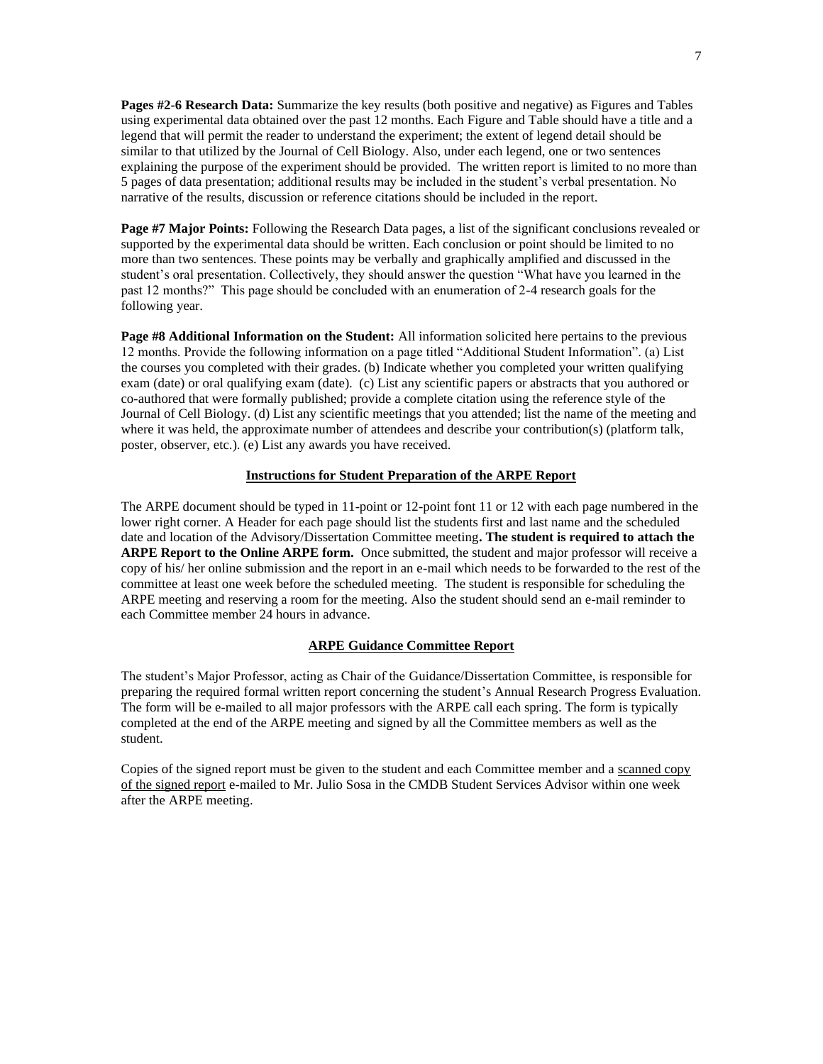**Pages #2-6 Research Data:** Summarize the key results (both positive and negative) as Figures and Tables using experimental data obtained over the past 12 months. Each Figure and Table should have a title and a legend that will permit the reader to understand the experiment; the extent of legend detail should be similar to that utilized by the Journal of Cell Biology. Also, under each legend, one or two sentences explaining the purpose of the experiment should be provided. The written report is limited to no more than 5 pages of data presentation; additional results may be included in the student's verbal presentation. No narrative of the results, discussion or reference citations should be included in the report.

**Page #7 Major Points:** Following the Research Data pages, a list of the significant conclusions revealed or supported by the experimental data should be written. Each conclusion or point should be limited to no more than two sentences. These points may be verbally and graphically amplified and discussed in the student's oral presentation. Collectively, they should answer the question "What have you learned in the past 12 months?" This page should be concluded with an enumeration of 2-4 research goals for the following year.

**Page #8 Additional Information on the Student:** All information solicited here pertains to the previous 12 months. Provide the following information on a page titled "Additional Student Information". (a) List the courses you completed with their grades. (b) Indicate whether you completed your written qualifying exam (date) or oral qualifying exam (date). (c) List any scientific papers or abstracts that you authored or co-authored that were formally published; provide a complete citation using the reference style of the Journal of Cell Biology. (d) List any scientific meetings that you attended; list the name of the meeting and where it was held, the approximate number of attendees and describe your contribution(s) (platform talk, poster, observer, etc.). (e) List any awards you have received.

## Instructions for Student Preparation of the ARPE Report

The ARPE document should be typed in 11-point or 12-point font 11 or 12 with each page numbered in the lower right corner. A Header for each page should list the students first and last name and the scheduled date and location of the Advisory/Dissertation Committee meeting**. The student is required to attach the ARPE Report to the Online ARPE form.** Once submitted, the student and major professor will receive a copy of his/ her online submission and the report in an e-mail which needs to be forwarded to the rest of the committee at least one week before the scheduled meeting. The student is responsible for scheduling the ARPE meeting and reserving a room for the meeting. Also the student should send an e-mail reminder to each Committee member 24 hours in advance.

## ARPE Guidance Committee Report

The student's Major Professor, acting as Chair of the Guidance/Dissertation Committee, is responsible for preparing the required formal written report concerning the student's Annual Research Progress Evaluation. The form will be e-mailed to all major professors with the ARPE call each spring. The form is typically completed at the end of the ARPE meeting and signed by all the Committee members as well as the student.

Copies of the signed report must be given to the student and each Committee member and a scanned copy of the signed report e-mailed to Mr. Julio Sosa in the CMDB Student Services Advisor within one week after the ARPE meeting.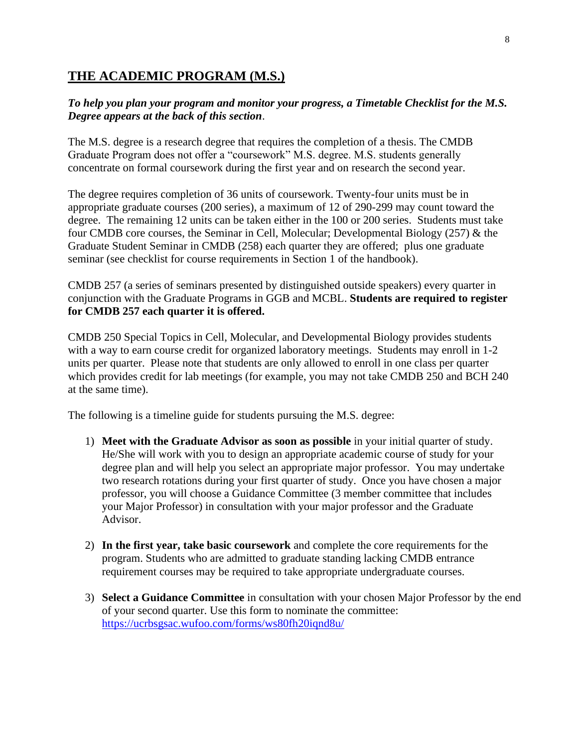# THE ACADEMIC PROGRAM (M.S.)

***To help you plan your program and monitor your progress, a Timetable Checklist for the M.S. Degree appears at the back of this section***.

The M.S. degree is a research degree that requires the completion of a thesis. The CMDB Graduate Program does not offer a "coursework" M.S. degree. M.S. students generally concentrate on formal coursework during the first year and on research the second year.

The degree requires completion of 36 units of coursework. Twenty-four units must be in appropriate graduate courses (200 series), a maximum of 12 of 290-299 may count toward the degree. The remaining 12 units can be taken either in the 100 or 200 series. Students must take four CMDB core courses, the Seminar in Cell, Molecular; Developmental Biology (257) & the Graduate Student Seminar in CMDB (258) each quarter they are offered; plus one graduate seminar (see checklist for course requirements in Section 1 of the handbook).

CMDB 257 (a series of seminars presented by distinguished outside speakers) every quarter in conjunction with the Graduate Programs in GGB and MCBL. **Students are required to register for CMDB 257 each quarter it is offered.**

CMDB 250 Special Topics in Cell, Molecular, and Developmental Biology provides students with a way to earn course credit for organized laboratory meetings. Students may enroll in 1-2 units per quarter. Please note that students are only allowed to enroll in one class per quarter which provides credit for lab meetings (for example, you may not take CMDB 250 and BCH 240 at the same time).

The following is a timeline guide for students pursuing the M.S. degree:

1) **Meet with the Graduate Advisor as soon as possible** in your initial quarter of study. He/She will work with you to design an appropriate academic course of study for your degree plan and will help you select an appropriate major professor. You may undertake two research rotations during your first quarter of study. Once you have chosen a major professor, you will choose a Guidance Committee (3 member committee that includes your Major Professor) in consultation with your major professor and the Graduate Advisor.

2) **In the first year, take basic coursework** and complete the core requirements for the program. Students who are admitted to graduate standing lacking CMDB entrance requirement courses may be required to take appropriate undergraduate courses.

3) **Select a Guidance Committee** in consultation with your chosen Major Professor by the end of your second quarter. Use this form to nominate the committee: https://ucrbsgsac.wufoo.com/forms/ws80fh20iqnd8u/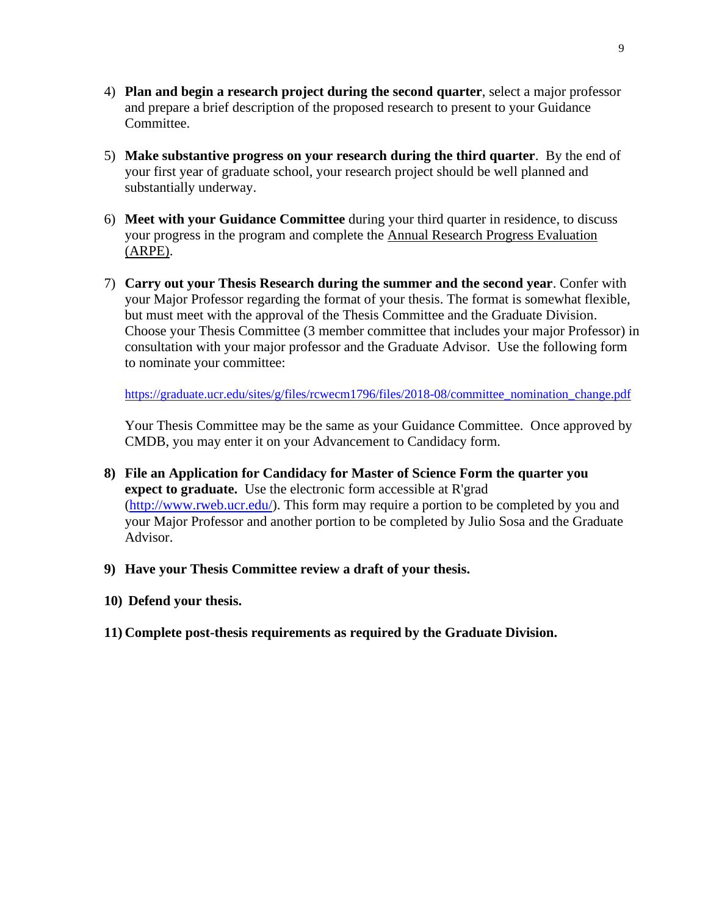4) **Plan and begin a research project during the second quarter**, select a major professor and prepare a brief description of the proposed research to present to your Guidance Committee.

5) **Make substantive progress on your research during the third quarter**. By the end of your first year of graduate school, your research project should be well planned and substantially underway.

6) **Meet with your Guidance Committee** during your third quarter in residence, to discuss your progress in the program and complete the Annual Research Progress Evaluation (ARPE).

7) **Carry out your Thesis Research during the summer and the second year**. Confer with your Major Professor regarding the format of your thesis. The format is somewhat flexible, but must meet with the approval of the Thesis Committee and the Graduate Division. Choose your Thesis Committee (3 member committee that includes your major Professor) in consultation with your major professor and the Graduate Advisor. Use the following form to nominate your committee:

   https://graduate.ucr.edu/sites/g/files/rcwecm1796/files/2018-08/committee_nomination_change.pdf

   Your Thesis Committee may be the same as your Guidance Committee. Once approved by CMDB, you may enter it on your Advancement to Candidacy form.

8) **File an Application for Candidacy for Master of Science Form the quarter you expect to graduate.** Use the electronic form accessible at R'grad (http://www.rweb.ucr.edu/). This form may require a portion to be completed by you and your Major Professor and another portion to be completed by Julio Sosa and the Graduate Advisor.

9) **Have your Thesis Committee review a draft of your thesis.**

10) **Defend your thesis.**

11) **Complete post-thesis requirements as required by the Graduate Division.**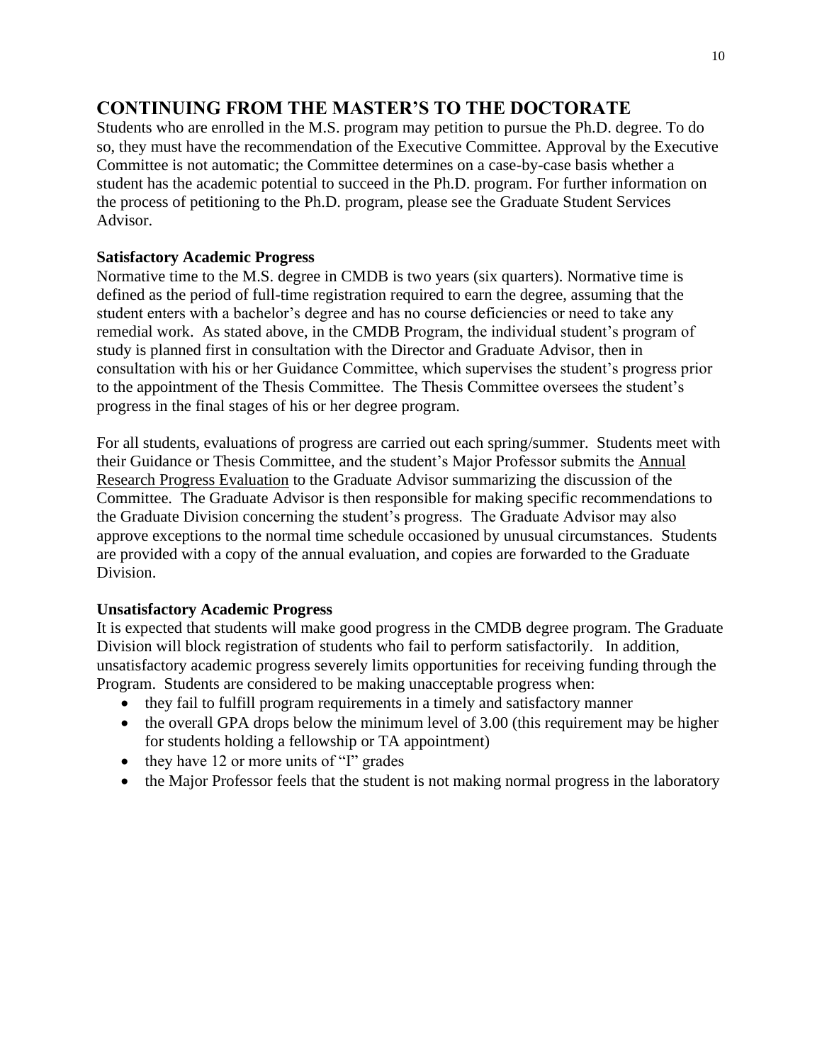## CONTINUING FROM THE MASTER'S TO THE DOCTORATE

Students who are enrolled in the M.S. program may petition to pursue the Ph.D. degree. To do so, they must have the recommendation of the Executive Committee. Approval by the Executive Committee is not automatic; the Committee determines on a case-by-case basis whether a student has the academic potential to succeed in the Ph.D. program. For further information on the process of petitioning to the Ph.D. program, please see the Graduate Student Services Advisor.

### Satisfactory Academic Progress

Normative time to the M.S. degree in CMDB is two years (six quarters). Normative time is defined as the period of full-time registration required to earn the degree, assuming that the student enters with a bachelor's degree and has no course deficiencies or need to take any remedial work. As stated above, in the CMDB Program, the individual student's program of study is planned first in consultation with the Director and Graduate Advisor, then in consultation with his or her Guidance Committee, which supervises the student's progress prior to the appointment of the Thesis Committee. The Thesis Committee oversees the student's progress in the final stages of his or her degree program.

For all students, evaluations of progress are carried out each spring/summer. Students meet with their Guidance or Thesis Committee, and the student's Major Professor submits the Annual Research Progress Evaluation to the Graduate Advisor summarizing the discussion of the Committee. The Graduate Advisor is then responsible for making specific recommendations to the Graduate Division concerning the student's progress. The Graduate Advisor may also approve exceptions to the normal time schedule occasioned by unusual circumstances. Students are provided with a copy of the annual evaluation, and copies are forwarded to the Graduate Division.

### Unsatisfactory Academic Progress

It is expected that students will make good progress in the CMDB degree program. The Graduate Division will block registration of students who fail to perform satisfactorily. In addition, unsatisfactory academic progress severely limits opportunities for receiving funding through the Program. Students are considered to be making unacceptable progress when:

- they fail to fulfill program requirements in a timely and satisfactory manner
- the overall GPA drops below the minimum level of 3.00 (this requirement may be higher for students holding a fellowship or TA appointment)
- they have 12 or more units of "I" grades
- the Major Professor feels that the student is not making normal progress in the laboratory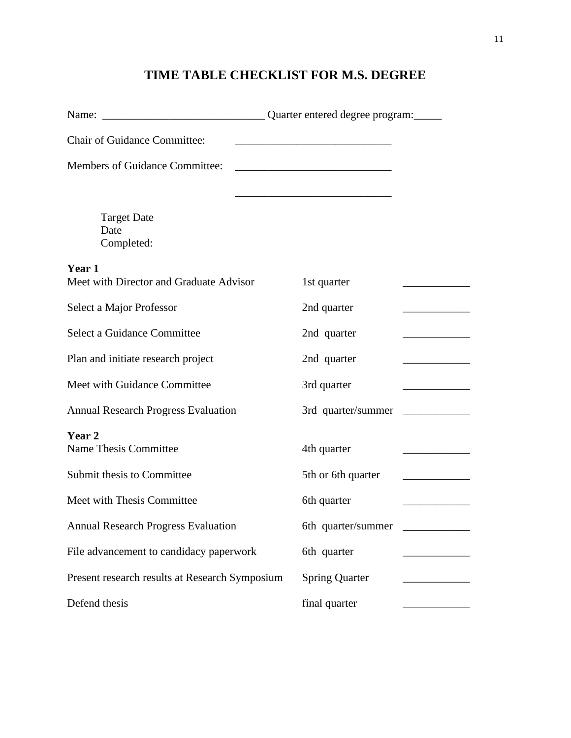# TIME TABLE CHECKLIST FOR M.S. DEGREE

Name: _____________________________ Quarter entered degree program:_____

Chair of Guidance Committee: ___________________________

Members of Guidance Committee: ___________________________

___________________________

| | Target Date | Date Completed: |
|---|---|---|
| **Year 1** | | |
| Meet with Director and Graduate Advisor | 1st quarter | ____________ |
| Select a Major Professor | 2nd quarter | ____________ |
| Select a Guidance Committee | 2nd quarter | ____________ |
| Plan and initiate research project | 2nd quarter | ____________ |
| Meet with Guidance Committee | 3rd quarter | ____________ |
| Annual Research Progress Evaluation | 3rd quarter/summer | ____________ |
| **Year 2** | | |
| Name Thesis Committee | 4th quarter | ____________ |
| Submit thesis to Committee | 5th or 6th quarter | ____________ |
| Meet with Thesis Committee | 6th quarter | ____________ |
| Annual Research Progress Evaluation | 6th quarter/summer | ____________ |
| File advancement to candidacy paperwork | 6th quarter | ____________ |
| Present research results at Research Symposium | Spring Quarter | ____________ |
| Defend thesis | final quarter | ____________ |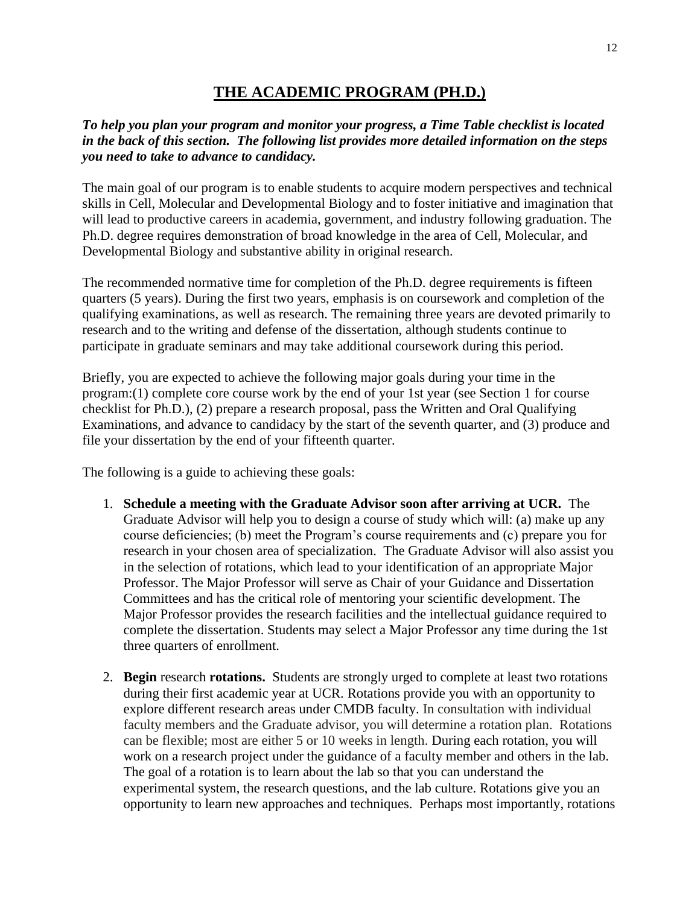# THE ACADEMIC PROGRAM (PH.D.)

***To help you plan your program and monitor your progress, a Time Table checklist is located in the back of this section. The following list provides more detailed information on the steps you need to take to advance to candidacy.***

The main goal of our program is to enable students to acquire modern perspectives and technical skills in Cell, Molecular and Developmental Biology and to foster initiative and imagination that will lead to productive careers in academia, government, and industry following graduation. The Ph.D. degree requires demonstration of broad knowledge in the area of Cell, Molecular, and Developmental Biology and substantive ability in original research.

The recommended normative time for completion of the Ph.D. degree requirements is fifteen quarters (5 years). During the first two years, emphasis is on coursework and completion of the qualifying examinations, as well as research. The remaining three years are devoted primarily to research and to the writing and defense of the dissertation, although students continue to participate in graduate seminars and may take additional coursework during this period.

Briefly, you are expected to achieve the following major goals during your time in the program:(1) complete core course work by the end of your 1st year (see Section 1 for course checklist for Ph.D.), (2) prepare a research proposal, pass the Written and Oral Qualifying Examinations, and advance to candidacy by the start of the seventh quarter, and (3) produce and file your dissertation by the end of your fifteenth quarter.

The following is a guide to achieving these goals:

1. **Schedule a meeting with the Graduate Advisor soon after arriving at UCR.** The Graduate Advisor will help you to design a course of study which will: (a) make up any course deficiencies; (b) meet the Program's course requirements and (c) prepare you for research in your chosen area of specialization. The Graduate Advisor will also assist you in the selection of rotations, which lead to your identification of an appropriate Major Professor. The Major Professor will serve as Chair of your Guidance and Dissertation Committees and has the critical role of mentoring your scientific development. The Major Professor provides the research facilities and the intellectual guidance required to complete the dissertation. Students may select a Major Professor any time during the 1st three quarters of enrollment.

2. **Begin** research **rotations.** Students are strongly urged to complete at least two rotations during their first academic year at UCR. Rotations provide you with an opportunity to explore different research areas under CMDB faculty. In consultation with individual faculty members and the Graduate advisor, you will determine a rotation plan. Rotations can be flexible; most are either 5 or 10 weeks in length. During each rotation, you will work on a research project under the guidance of a faculty member and others in the lab. The goal of a rotation is to learn about the lab so that you can understand the experimental system, the research questions, and the lab culture. Rotations give you an opportunity to learn new approaches and techniques. Perhaps most importantly, rotations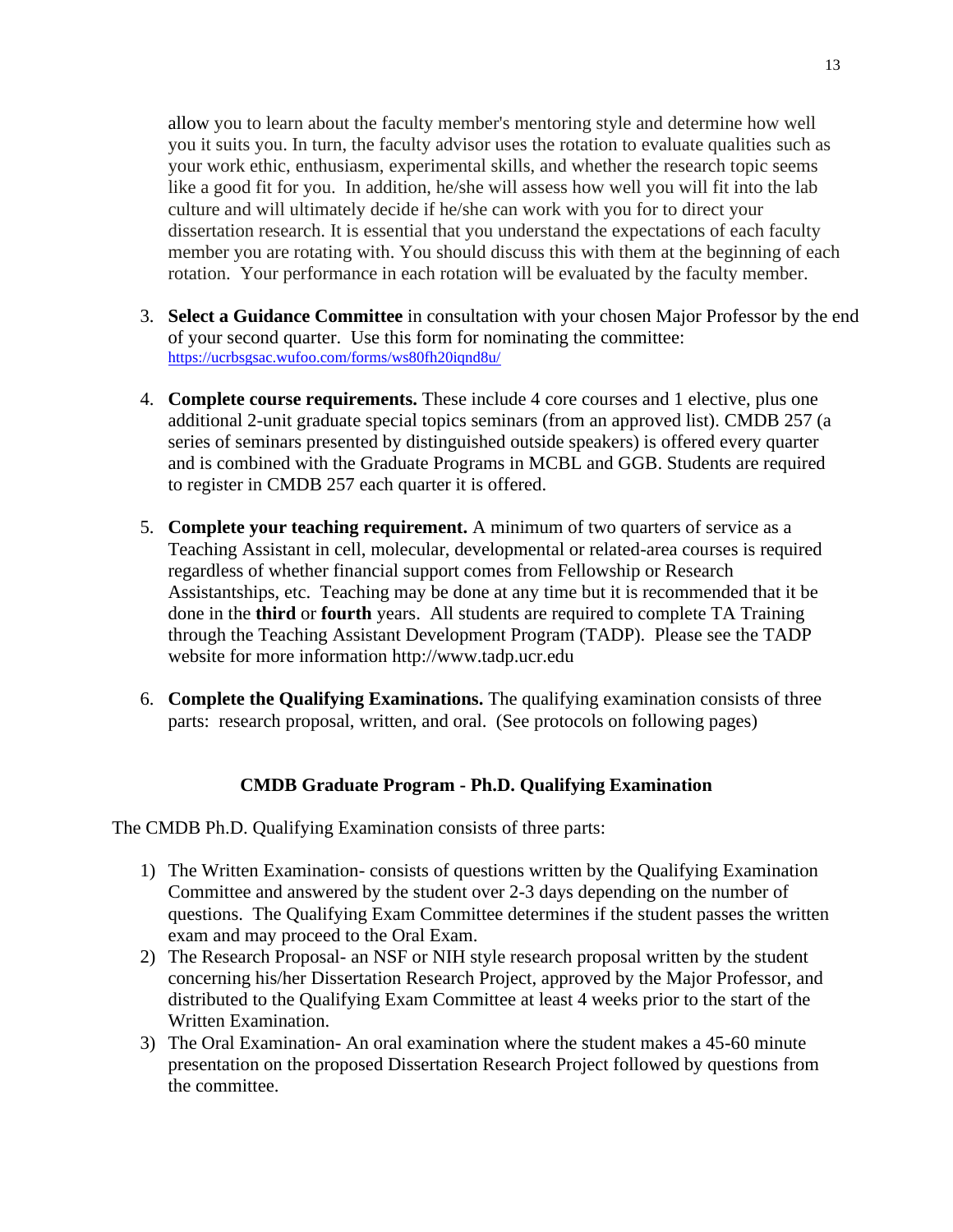allow you to learn about the faculty member's mentoring style and determine how well you it suits you. In turn, the faculty advisor uses the rotation to evaluate qualities such as your work ethic, enthusiasm, experimental skills, and whether the research topic seems like a good fit for you. In addition, he/she will assess how well you will fit into the lab culture and will ultimately decide if he/she can work with you for to direct your dissertation research. It is essential that you understand the expectations of each faculty member you are rotating with. You should discuss this with them at the beginning of each rotation. Your performance in each rotation will be evaluated by the faculty member.

3. **Select a Guidance Committee** in consultation with your chosen Major Professor by the end of your second quarter. Use this form for nominating the committee: https://ucrbsgsac.wufoo.com/forms/ws80fh20iqnd8u/

4. **Complete course requirements.** These include 4 core courses and 1 elective, plus one additional 2-unit graduate special topics seminars (from an approved list). CMDB 257 (a series of seminars presented by distinguished outside speakers) is offered every quarter and is combined with the Graduate Programs in MCBL and GGB. Students are required to register in CMDB 257 each quarter it is offered.

5. **Complete your teaching requirement.** A minimum of two quarters of service as a Teaching Assistant in cell, molecular, developmental or related-area courses is required regardless of whether financial support comes from Fellowship or Research Assistantships, etc. Teaching may be done at any time but it is recommended that it be done in the **third** or **fourth** years. All students are required to complete TA Training through the Teaching Assistant Development Program (TADP). Please see the TADP website for more information http://www.tadp.ucr.edu

6. **Complete the Qualifying Examinations.** The qualifying examination consists of three parts: research proposal, written, and oral. (See protocols on following pages)

## CMDB Graduate Program - Ph.D. Qualifying Examination

The CMDB Ph.D. Qualifying Examination consists of three parts:

1) The Written Examination- consists of questions written by the Qualifying Examination Committee and answered by the student over 2-3 days depending on the number of questions. The Qualifying Exam Committee determines if the student passes the written exam and may proceed to the Oral Exam.
2) The Research Proposal- an NSF or NIH style research proposal written by the student concerning his/her Dissertation Research Project, approved by the Major Professor, and distributed to the Qualifying Exam Committee at least 4 weeks prior to the start of the Written Examination.
3) The Oral Examination- An oral examination where the student makes a 45-60 minute presentation on the proposed Dissertation Research Project followed by questions from the committee.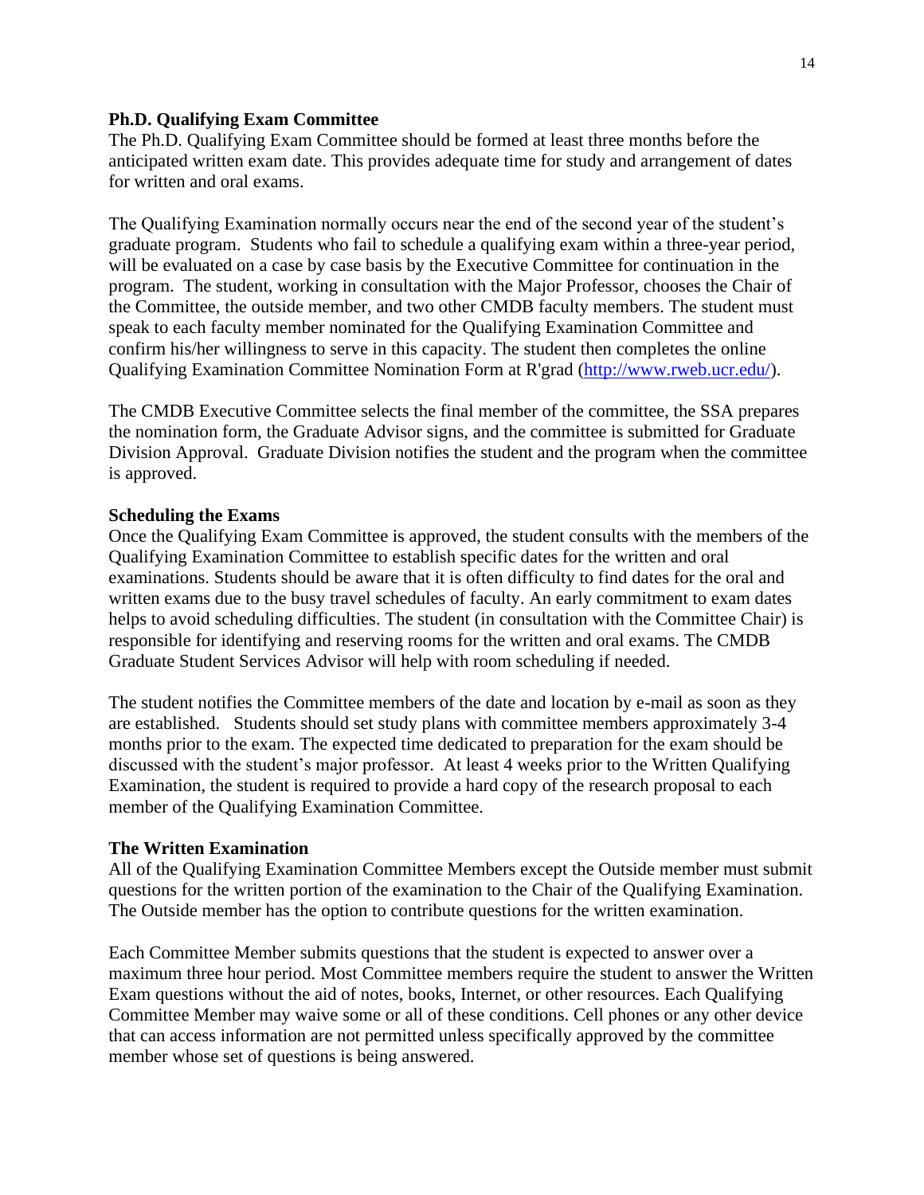**Ph.D. Qualifying Exam Committee**

The Ph.D. Qualifying Exam Committee should be formed at least three months before the anticipated written exam date. This provides adequate time for study and arrangement of dates for written and oral exams.

The Qualifying Examination normally occurs near the end of the second year of the student's graduate program. Students who fail to schedule a qualifying exam within a three-year period, will be evaluated on a case by case basis by the Executive Committee for continuation in the program. The student, working in consultation with the Major Professor, chooses the Chair of the Committee, the outside member, and two other CMDB faculty members. The student must speak to each faculty member nominated for the Qualifying Examination Committee and confirm his/her willingness to serve in this capacity. The student then completes the online Qualifying Examination Committee Nomination Form at R'grad (http://www.rweb.ucr.edu/).

The CMDB Executive Committee selects the final member of the committee, the SSA prepares the nomination form, the Graduate Advisor signs, and the committee is submitted for Graduate Division Approval. Graduate Division notifies the student and the program when the committee is approved.

**Scheduling the Exams**

Once the Qualifying Exam Committee is approved, the student consults with the members of the Qualifying Examination Committee to establish specific dates for the written and oral examinations. Students should be aware that it is often difficulty to find dates for the oral and written exams due to the busy travel schedules of faculty. An early commitment to exam dates helps to avoid scheduling difficulties. The student (in consultation with the Committee Chair) is responsible for identifying and reserving rooms for the written and oral exams. The CMDB Graduate Student Services Advisor will help with room scheduling if needed.

The student notifies the Committee members of the date and location by e-mail as soon as they are established. Students should set study plans with committee members approximately 3-4 months prior to the exam. The expected time dedicated to preparation for the exam should be discussed with the student's major professor. At least 4 weeks prior to the Written Qualifying Examination, the student is required to provide a hard copy of the research proposal to each member of the Qualifying Examination Committee.

**The Written Examination**

All of the Qualifying Examination Committee Members except the Outside member must submit questions for the written portion of the examination to the Chair of the Qualifying Examination. The Outside member has the option to contribute questions for the written examination.

Each Committee Member submits questions that the student is expected to answer over a maximum three hour period. Most Committee members require the student to answer the Written Exam questions without the aid of notes, books, Internet, or other resources. Each Qualifying Committee Member may waive some or all of these conditions. Cell phones or any other device that can access information are not permitted unless specifically approved by the committee member whose set of questions is being answered.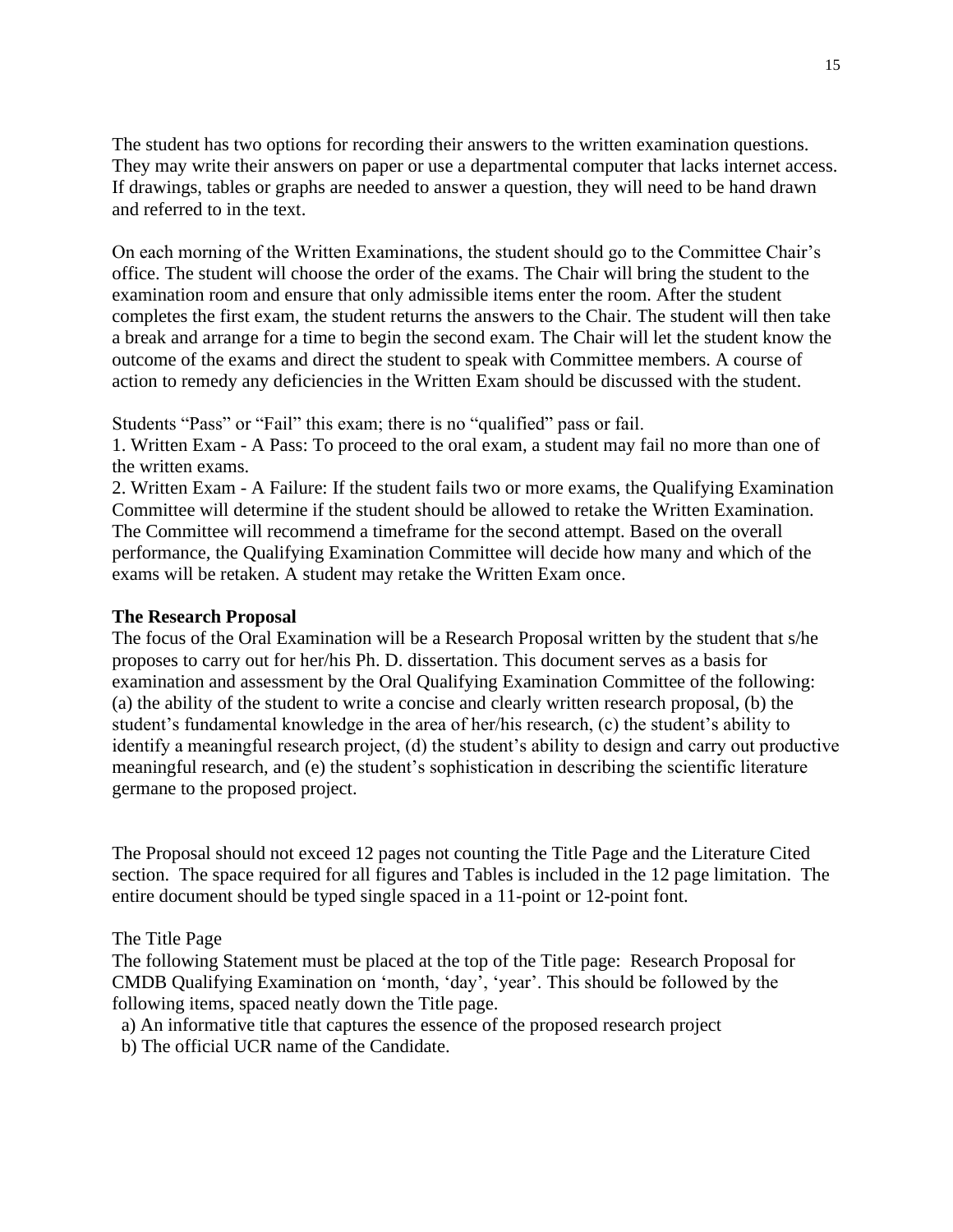The student has two options for recording their answers to the written examination questions. They may write their answers on paper or use a departmental computer that lacks internet access. If drawings, tables or graphs are needed to answer a question, they will need to be hand drawn and referred to in the text.

On each morning of the Written Examinations, the student should go to the Committee Chair's office. The student will choose the order of the exams. The Chair will bring the student to the examination room and ensure that only admissible items enter the room. After the student completes the first exam, the student returns the answers to the Chair. The student will then take a break and arrange for a time to begin the second exam. The Chair will let the student know the outcome of the exams and direct the student to speak with Committee members. A course of action to remedy any deficiencies in the Written Exam should be discussed with the student.

Students "Pass" or "Fail" this exam; there is no "qualified" pass or fail.
1. Written Exam - A Pass: To proceed to the oral exam, a student may fail no more than one of the written exams.
2. Written Exam - A Failure: If the student fails two or more exams, the Qualifying Examination Committee will determine if the student should be allowed to retake the Written Examination. The Committee will recommend a timeframe for the second attempt. Based on the overall performance, the Qualifying Examination Committee will decide how many and which of the exams will be retaken. A student may retake the Written Exam once.

**The Research Proposal**

The focus of the Oral Examination will be a Research Proposal written by the student that s/he proposes to carry out for her/his Ph. D. dissertation. This document serves as a basis for examination and assessment by the Oral Qualifying Examination Committee of the following: (a) the ability of the student to write a concise and clearly written research proposal, (b) the student's fundamental knowledge in the area of her/his research, (c) the student's ability to identify a meaningful research project, (d) the student's ability to design and carry out productive meaningful research, and (e) the student's sophistication in describing the scientific literature germane to the proposed project.

The Proposal should not exceed 12 pages not counting the Title Page and the Literature Cited section. The space required for all figures and Tables is included in the 12 page limitation. The entire document should be typed single spaced in a 11-point or 12-point font.

The Title Page

The following Statement must be placed at the top of the Title page: Research Proposal for CMDB Qualifying Examination on 'month, 'day', 'year'. This should be followed by the following items, spaced neatly down the Title page.

a) An informative title that captures the essence of the proposed research project
b) The official UCR name of the Candidate.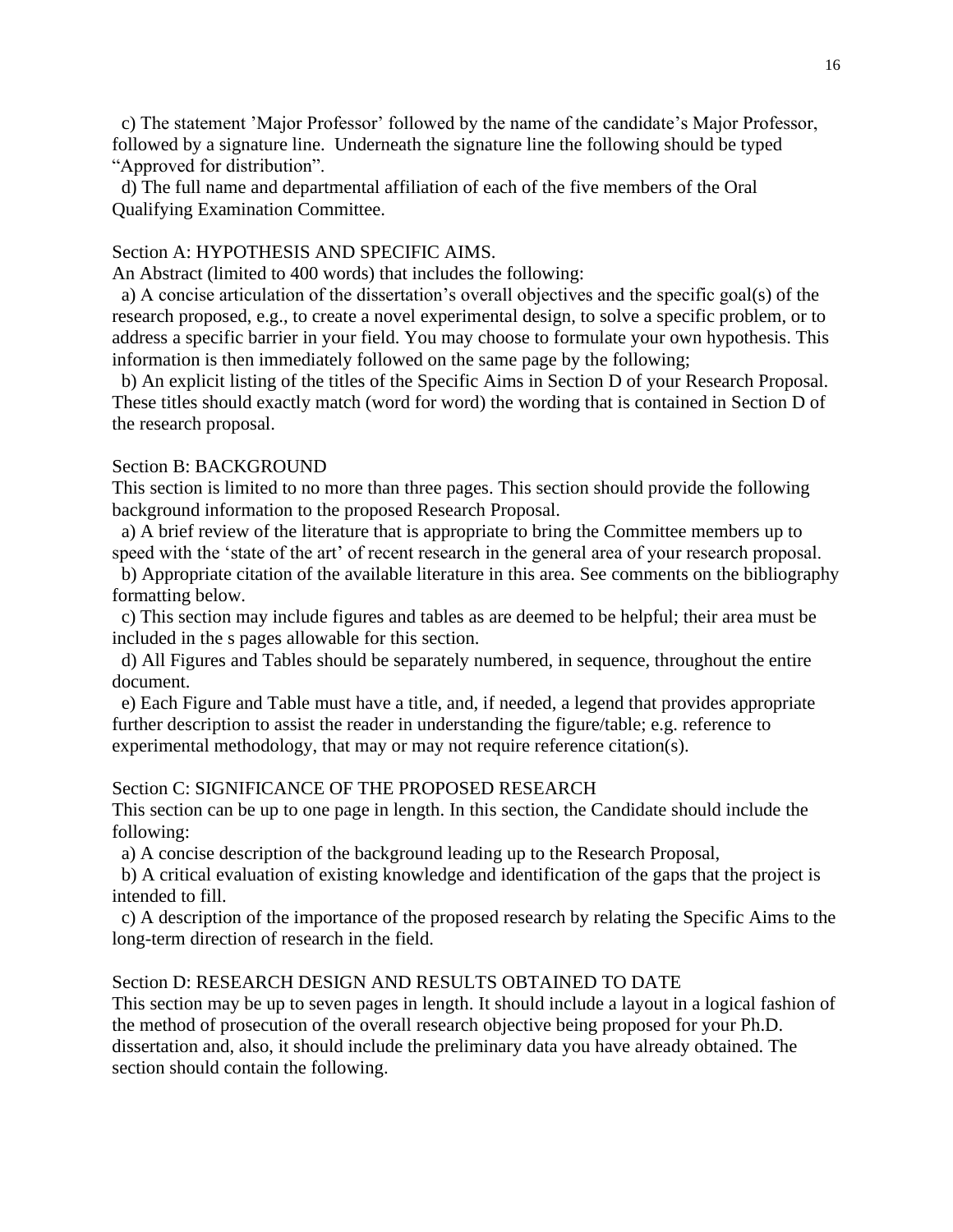c) The statement 'Major Professor' followed by the name of the candidate's Major Professor, followed by a signature line. Underneath the signature line the following should be typed "Approved for distribution".

d) The full name and departmental affiliation of each of the five members of the Oral Qualifying Examination Committee.

Section A: HYPOTHESIS AND SPECIFIC AIMS.

An Abstract (limited to 400 words) that includes the following:

a) A concise articulation of the dissertation's overall objectives and the specific goal(s) of the research proposed, e.g., to create a novel experimental design, to solve a specific problem, or to address a specific barrier in your field. You may choose to formulate your own hypothesis. This information is then immediately followed on the same page by the following;

b) An explicit listing of the titles of the Specific Aims in Section D of your Research Proposal. These titles should exactly match (word for word) the wording that is contained in Section D of the research proposal.

Section B: BACKGROUND

This section is limited to no more than three pages. This section should provide the following background information to the proposed Research Proposal.

a) A brief review of the literature that is appropriate to bring the Committee members up to speed with the 'state of the art' of recent research in the general area of your research proposal.

b) Appropriate citation of the available literature in this area. See comments on the bibliography formatting below.

c) This section may include figures and tables as are deemed to be helpful; their area must be included in the s pages allowable for this section.

d) All Figures and Tables should be separately numbered, in sequence, throughout the entire document.

e) Each Figure and Table must have a title, and, if needed, a legend that provides appropriate further description to assist the reader in understanding the figure/table; e.g. reference to experimental methodology, that may or may not require reference citation(s).

Section C: SIGNIFICANCE OF THE PROPOSED RESEARCH

This section can be up to one page in length. In this section, the Candidate should include the following:

a) A concise description of the background leading up to the Research Proposal,

b) A critical evaluation of existing knowledge and identification of the gaps that the project is intended to fill.

c) A description of the importance of the proposed research by relating the Specific Aims to the long-term direction of research in the field.

Section D: RESEARCH DESIGN AND RESULTS OBTAINED TO DATE

This section may be up to seven pages in length. It should include a layout in a logical fashion of the method of prosecution of the overall research objective being proposed for your Ph.D. dissertation and, also, it should include the preliminary data you have already obtained. The section should contain the following.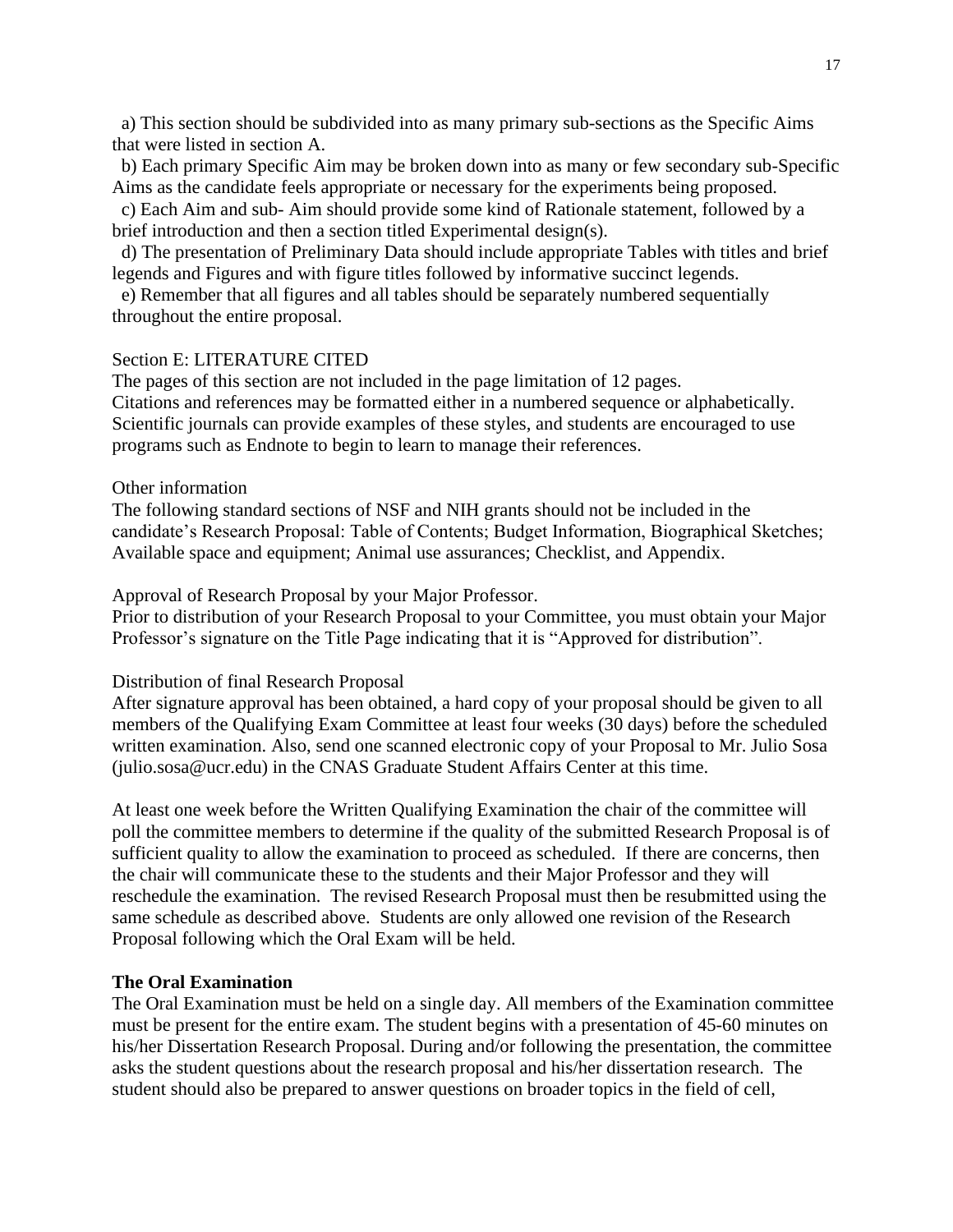a) This section should be subdivided into as many primary sub-sections as the Specific Aims that were listed in section A.

b) Each primary Specific Aim may be broken down into as many or few secondary sub-Specific Aims as the candidate feels appropriate or necessary for the experiments being proposed.

c) Each Aim and sub- Aim should provide some kind of Rationale statement, followed by a brief introduction and then a section titled Experimental design(s).

d) The presentation of Preliminary Data should include appropriate Tables with titles and brief legends and Figures and with figure titles followed by informative succinct legends.

e) Remember that all figures and all tables should be separately numbered sequentially throughout the entire proposal.

Section E: LITERATURE CITED

The pages of this section are not included in the page limitation of 12 pages.
Citations and references may be formatted either in a numbered sequence or alphabetically. Scientific journals can provide examples of these styles, and students are encouraged to use programs such as Endnote to begin to learn to manage their references.

Other information

The following standard sections of NSF and NIH grants should not be included in the candidate's Research Proposal: Table of Contents; Budget Information, Biographical Sketches; Available space and equipment; Animal use assurances; Checklist, and Appendix.

Approval of Research Proposal by your Major Professor.

Prior to distribution of your Research Proposal to your Committee, you must obtain your Major Professor's signature on the Title Page indicating that it is "Approved for distribution".

Distribution of final Research Proposal

After signature approval has been obtained, a hard copy of your proposal should be given to all members of the Qualifying Exam Committee at least four weeks (30 days) before the scheduled written examination. Also, send one scanned electronic copy of your Proposal to Mr. Julio Sosa (julio.sosa@ucr.edu) in the CNAS Graduate Student Affairs Center at this time.

At least one week before the Written Qualifying Examination the chair of the committee will poll the committee members to determine if the quality of the submitted Research Proposal is of sufficient quality to allow the examination to proceed as scheduled. If there are concerns, then the chair will communicate these to the students and their Major Professor and they will reschedule the examination. The revised Research Proposal must then be resubmitted using the same schedule as described above. Students are only allowed one revision of the Research Proposal following which the Oral Exam will be held.

**The Oral Examination**

The Oral Examination must be held on a single day. All members of the Examination committee must be present for the entire exam. The student begins with a presentation of 45-60 minutes on his/her Dissertation Research Proposal. During and/or following the presentation, the committee asks the student questions about the research proposal and his/her dissertation research. The student should also be prepared to answer questions on broader topics in the field of cell,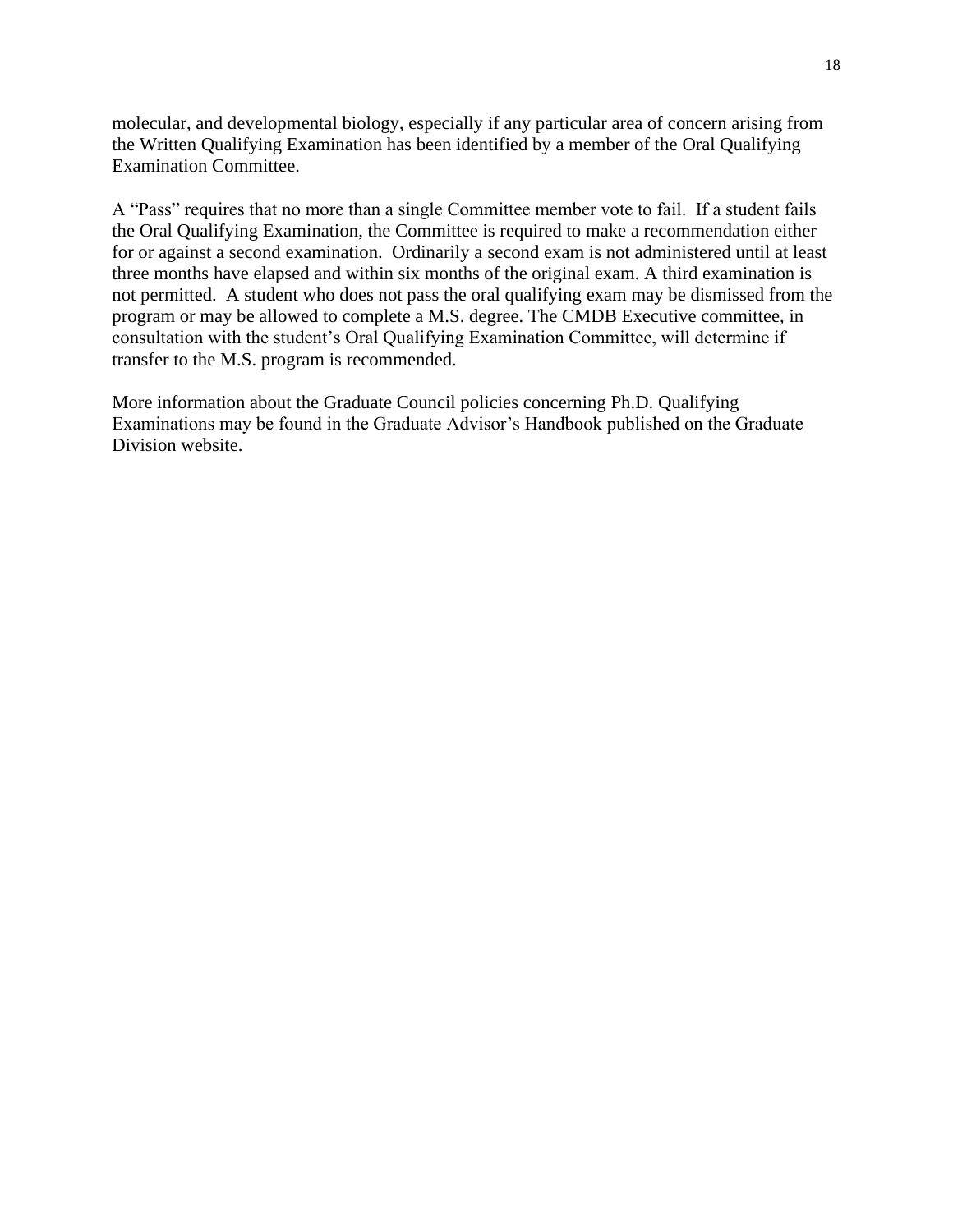molecular, and developmental biology, especially if any particular area of concern arising from the Written Qualifying Examination has been identified by a member of the Oral Qualifying Examination Committee.

A "Pass" requires that no more than a single Committee member vote to fail. If a student fails the Oral Qualifying Examination, the Committee is required to make a recommendation either for or against a second examination. Ordinarily a second exam is not administered until at least three months have elapsed and within six months of the original exam. A third examination is not permitted. A student who does not pass the oral qualifying exam may be dismissed from the program or may be allowed to complete a M.S. degree. The CMDB Executive committee, in consultation with the student's Oral Qualifying Examination Committee, will determine if transfer to the M.S. program is recommended.

More information about the Graduate Council policies concerning Ph.D. Qualifying Examinations may be found in the Graduate Advisor's Handbook published on the Graduate Division website.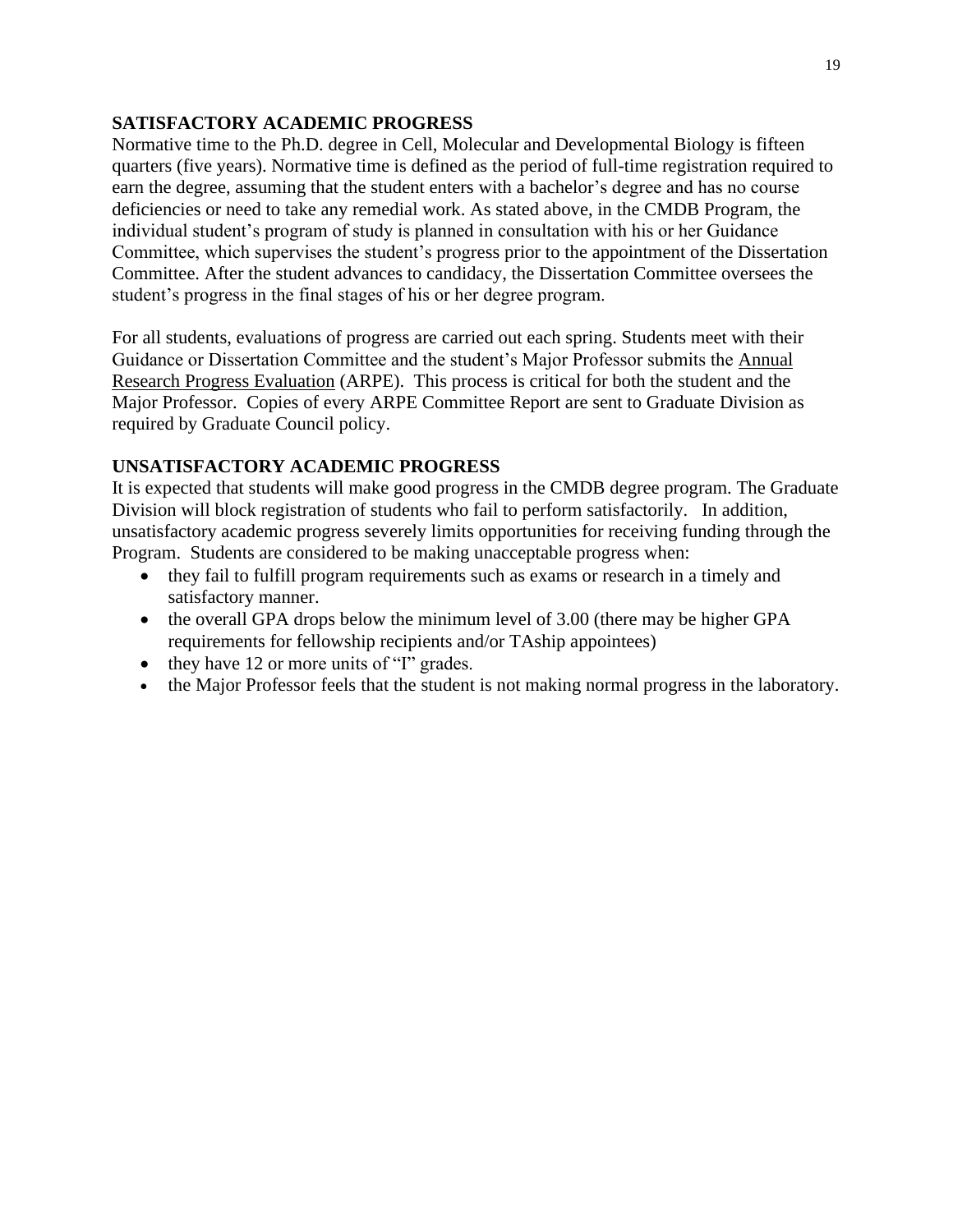## SATISFACTORY ACADEMIC PROGRESS

Normative time to the Ph.D. degree in Cell, Molecular and Developmental Biology is fifteen quarters (five years). Normative time is defined as the period of full-time registration required to earn the degree, assuming that the student enters with a bachelor's degree and has no course deficiencies or need to take any remedial work. As stated above, in the CMDB Program, the individual student's program of study is planned in consultation with his or her Guidance Committee, which supervises the student's progress prior to the appointment of the Dissertation Committee. After the student advances to candidacy, the Dissertation Committee oversees the student's progress in the final stages of his or her degree program.

For all students, evaluations of progress are carried out each spring. Students meet with their Guidance or Dissertation Committee and the student's Major Professor submits the Annual Research Progress Evaluation (ARPE). This process is critical for both the student and the Major Professor. Copies of every ARPE Committee Report are sent to Graduate Division as required by Graduate Council policy.

## UNSATISFACTORY ACADEMIC PROGRESS

It is expected that students will make good progress in the CMDB degree program. The Graduate Division will block registration of students who fail to perform satisfactorily. In addition, unsatisfactory academic progress severely limits opportunities for receiving funding through the Program. Students are considered to be making unacceptable progress when:

- they fail to fulfill program requirements such as exams or research in a timely and satisfactory manner.
- the overall GPA drops below the minimum level of 3.00 (there may be higher GPA requirements for fellowship recipients and/or TAship appointees)
- they have 12 or more units of "I" grades.
- the Major Professor feels that the student is not making normal progress in the laboratory.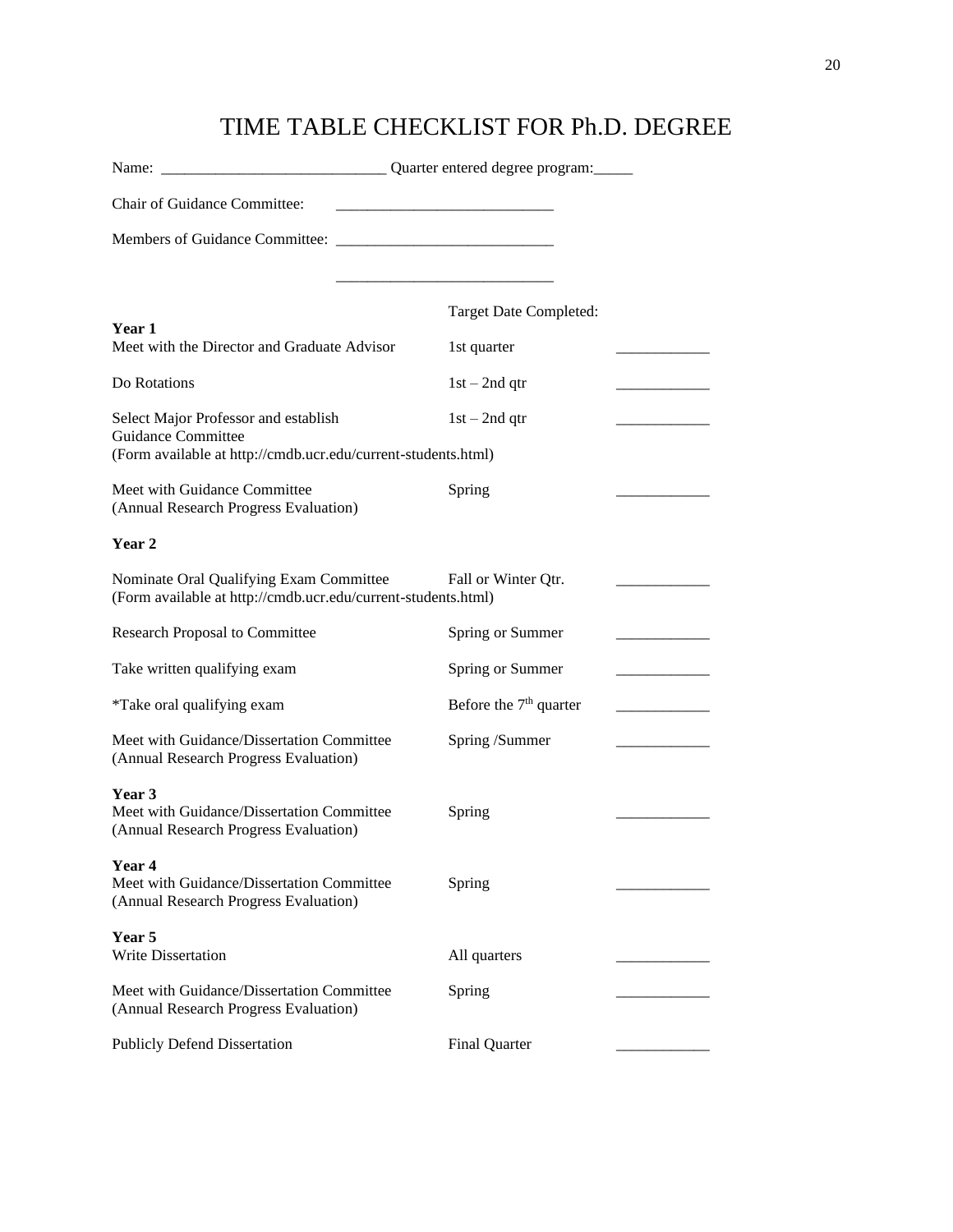# TIME TABLE CHECKLIST FOR Ph.D. DEGREE

Name: _____________________________ Quarter entered degree program:_____

Chair of Guidance Committee: ____________________________

Members of Guidance Committee: ____________________________

____________________________

| | Target Date | Completed: |
|---|---|---|
| **Year 1** | | |
| Meet with the Director and Graduate Advisor | 1st quarter | ____________ |
| Do Rotations | 1st – 2nd qtr | ____________ |
| Select Major Professor and establish Guidance Committee (Form available at http://cmdb.ucr.edu/current-students.html) | 1st – 2nd qtr | ____________ |
| Meet with Guidance Committee (Annual Research Progress Evaluation) | Spring | ____________ |
| **Year 2** | | |
| Nominate Oral Qualifying Exam Committee (Form available at http://cmdb.ucr.edu/current-students.html) | Fall or Winter Qtr. | ____________ |
| Research Proposal to Committee | Spring or Summer | ____________ |
| Take written qualifying exam | Spring or Summer | ____________ |
| *Take oral qualifying exam | Before the 7th quarter | ____________ |
| Meet with Guidance/Dissertation Committee (Annual Research Progress Evaluation) | Spring /Summer | ____________ |
| **Year 3** | | |
| Meet with Guidance/Dissertation Committee (Annual Research Progress Evaluation) | Spring | ____________ |
| **Year 4** | | |
| Meet with Guidance/Dissertation Committee (Annual Research Progress Evaluation) | Spring | ____________ |
| **Year 5** | | |
| Write Dissertation | All quarters | ____________ |
| Meet with Guidance/Dissertation Committee (Annual Research Progress Evaluation) | Spring | ____________ |
| Publicly Defend Dissertation | Final Quarter | ____________ |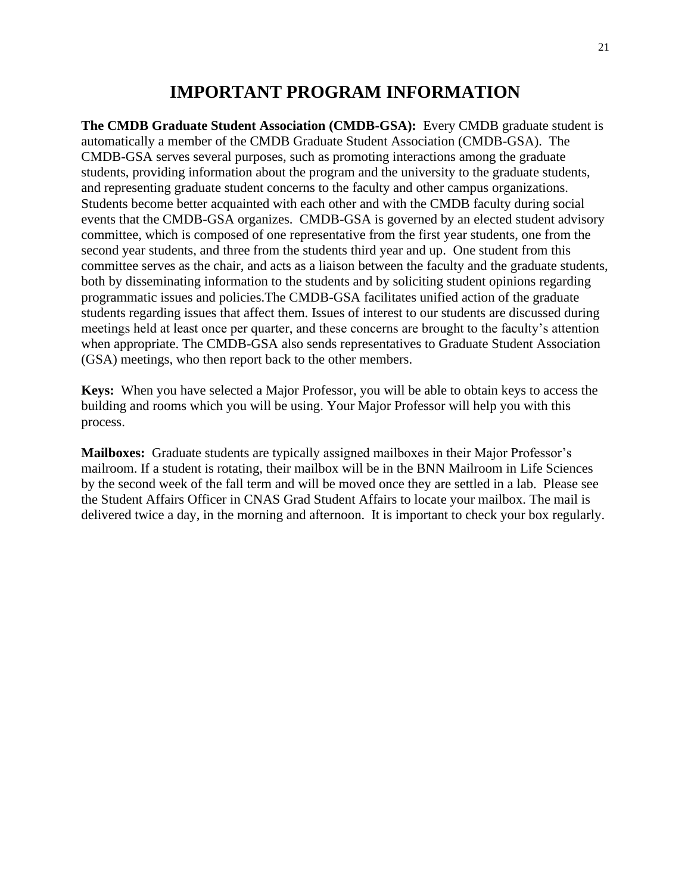# IMPORTANT PROGRAM INFORMATION

**The CMDB Graduate Student Association (CMDB-GSA):** Every CMDB graduate student is automatically a member of the CMDB Graduate Student Association (CMDB-GSA). The CMDB-GSA serves several purposes, such as promoting interactions among the graduate students, providing information about the program and the university to the graduate students, and representing graduate student concerns to the faculty and other campus organizations. Students become better acquainted with each other and with the CMDB faculty during social events that the CMDB-GSA organizes. CMDB-GSA is governed by an elected student advisory committee, which is composed of one representative from the first year students, one from the second year students, and three from the students third year and up. One student from this committee serves as the chair, and acts as a liaison between the faculty and the graduate students, both by disseminating information to the students and by soliciting student opinions regarding programmatic issues and policies.The CMDB-GSA facilitates unified action of the graduate students regarding issues that affect them. Issues of interest to our students are discussed during meetings held at least once per quarter, and these concerns are brought to the faculty's attention when appropriate. The CMDB-GSA also sends representatives to Graduate Student Association (GSA) meetings, who then report back to the other members.

**Keys:** When you have selected a Major Professor, you will be able to obtain keys to access the building and rooms which you will be using. Your Major Professor will help you with this process.

**Mailboxes:** Graduate students are typically assigned mailboxes in their Major Professor's mailroom. If a student is rotating, their mailbox will be in the BNN Mailroom in Life Sciences by the second week of the fall term and will be moved once they are settled in a lab. Please see the Student Affairs Officer in CNAS Grad Student Affairs to locate your mailbox. The mail is delivered twice a day, in the morning and afternoon. It is important to check your box regularly.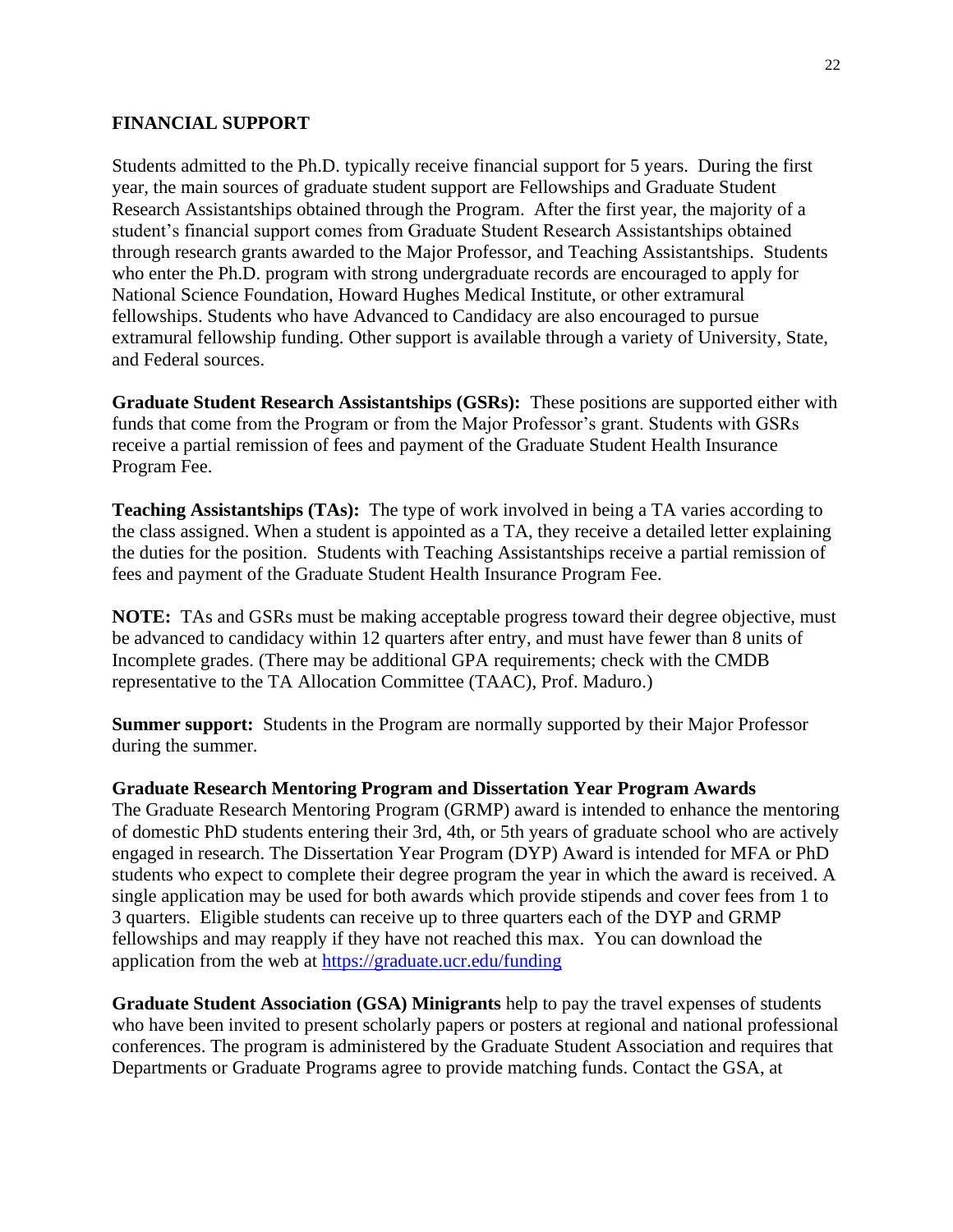## FINANCIAL SUPPORT

Students admitted to the Ph.D. typically receive financial support for 5 years. During the first year, the main sources of graduate student support are Fellowships and Graduate Student Research Assistantships obtained through the Program. After the first year, the majority of a student's financial support comes from Graduate Student Research Assistantships obtained through research grants awarded to the Major Professor, and Teaching Assistantships. Students who enter the Ph.D. program with strong undergraduate records are encouraged to apply for National Science Foundation, Howard Hughes Medical Institute, or other extramural fellowships. Students who have Advanced to Candidacy are also encouraged to pursue extramural fellowship funding. Other support is available through a variety of University, State, and Federal sources.

**Graduate Student Research Assistantships (GSRs):** These positions are supported either with funds that come from the Program or from the Major Professor's grant. Students with GSRs receive a partial remission of fees and payment of the Graduate Student Health Insurance Program Fee.

**Teaching Assistantships (TAs):** The type of work involved in being a TA varies according to the class assigned. When a student is appointed as a TA, they receive a detailed letter explaining the duties for the position. Students with Teaching Assistantships receive a partial remission of fees and payment of the Graduate Student Health Insurance Program Fee.

**NOTE:** TAs and GSRs must be making acceptable progress toward their degree objective, must be advanced to candidacy within 12 quarters after entry, and must have fewer than 8 units of Incomplete grades. (There may be additional GPA requirements; check with the CMDB representative to the TA Allocation Committee (TAAC), Prof. Maduro.)

**Summer support:** Students in the Program are normally supported by their Major Professor during the summer.

**Graduate Research Mentoring Program and Dissertation Year Program Awards**
The Graduate Research Mentoring Program (GRMP) award is intended to enhance the mentoring of domestic PhD students entering their 3rd, 4th, or 5th years of graduate school who are actively engaged in research. The Dissertation Year Program (DYP) Award is intended for MFA or PhD students who expect to complete their degree program the year in which the award is received. A single application may be used for both awards which provide stipends and cover fees from 1 to 3 quarters. Eligible students can receive up to three quarters each of the DYP and GRMP fellowships and may reapply if they have not reached this max. You can download the application from the web at [https://graduate.ucr.edu/funding](https://graduate.ucr.edu/funding)

**Graduate Student Association (GSA) Minigrants** help to pay the travel expenses of students who have been invited to present scholarly papers or posters at regional and national professional conferences. The program is administered by the Graduate Student Association and requires that Departments or Graduate Programs agree to provide matching funds. Contact the GSA, at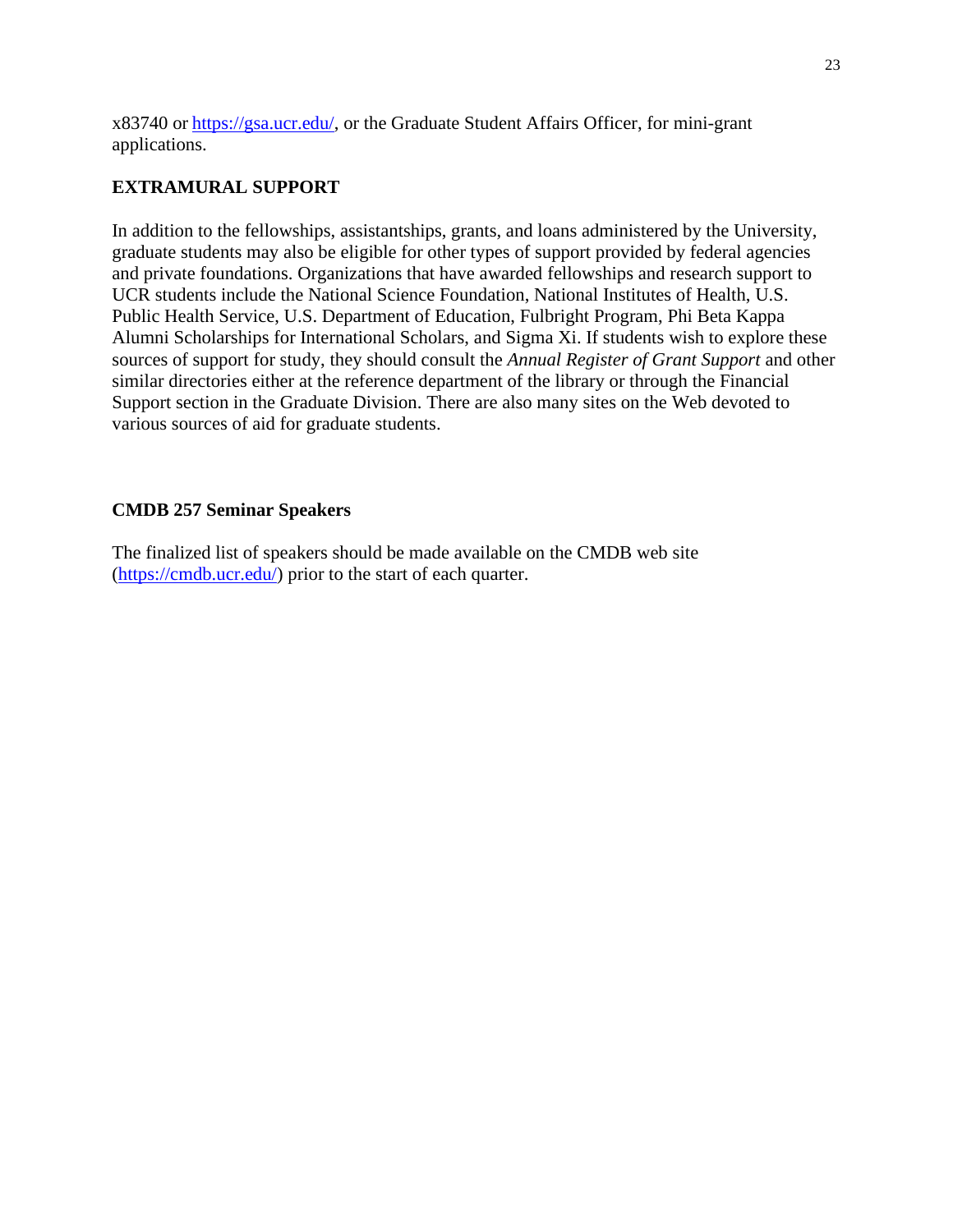x83740 or [https://gsa.ucr.edu/](https://gsa.ucr.edu/), or the Graduate Student Affairs Officer, for mini-grant applications.

## EXTRAMURAL SUPPORT

In addition to the fellowships, assistantships, grants, and loans administered by the University, graduate students may also be eligible for other types of support provided by federal agencies and private foundations. Organizations that have awarded fellowships and research support to UCR students include the National Science Foundation, National Institutes of Health, U.S. Public Health Service, U.S. Department of Education, Fulbright Program, Phi Beta Kappa Alumni Scholarships for International Scholars, and Sigma Xi. If students wish to explore these sources of support for study, they should consult the *Annual Register of Grant Support* and other similar directories either at the reference department of the library or through the Financial Support section in the Graduate Division. There are also many sites on the Web devoted to various sources of aid for graduate students.

## CMDB 257 Seminar Speakers

The finalized list of speakers should be made available on the CMDB web site ([https://cmdb.ucr.edu/](https://cmdb.ucr.edu/)) prior to the start of each quarter.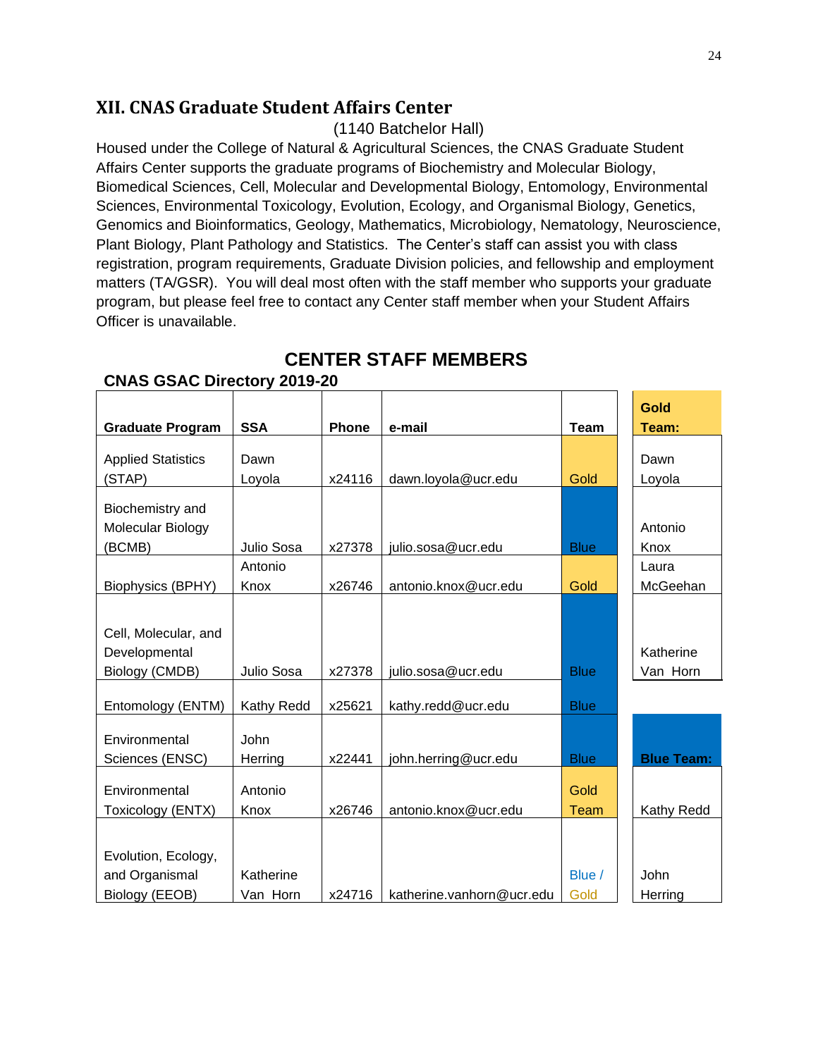## XII. CNAS Graduate Student Affairs Center

(1140 Batchelor Hall)

Housed under the College of Natural & Agricultural Sciences, the CNAS Graduate Student Affairs Center supports the graduate programs of Biochemistry and Molecular Biology, Biomedical Sciences, Cell, Molecular and Developmental Biology, Entomology, Environmental Sciences, Environmental Toxicology, Evolution, Ecology, and Organismal Biology, Genetics, Genomics and Bioinformatics, Geology, Mathematics, Microbiology, Nematology, Neuroscience, Plant Biology, Plant Pathology and Statistics. The Center's staff can assist you with class registration, program requirements, Graduate Division policies, and fellowship and employment matters (TA/GSR). You will deal most often with the staff member who supports your graduate program, but please feel free to contact any Center staff member when your Student Affairs Officer is unavailable.

## CENTER STAFF MEMBERS

**CNAS GSAC Directory 2019-20**

| Graduate Program | SSA | Phone | e-mail | Team |
|---|---|---|---|---|
| Applied Statistics (STAP) | Dawn Loyola | x24116 | dawn.loyola@ucr.edu | Gold |
| Biochemistry and Molecular Biology (BCMB) | Julio Sosa | x27378 | julio.sosa@ucr.edu | Blue |
| Biophysics (BPHY) | Antonio Knox | x26746 | antonio.knox@ucr.edu | Gold |
| Cell, Molecular, and Developmental Biology (CMDB) | Julio Sosa | x27378 | julio.sosa@ucr.edu | Blue |
| Entomology (ENTM) | Kathy Redd | x25621 | kathy.redd@ucr.edu | Blue |
| Environmental Sciences (ENSC) | John Herring | x22441 | john.herring@ucr.edu | Blue |
| Environmental Toxicology (ENTX) | Antonio Knox | x26746 | antonio.knox@ucr.edu | Gold Team |
| Evolution, Ecology, and Organismal Biology (EEOB) | Katherine Van Horn | x24716 | katherine.vanhorn@ucr.edu | Blue / Gold |

| Gold Team: |
|---|
| Dawn Loyola |
| Antonio Knox |
| Laura McGeehan |
| Katherine Van Horn |

| Blue Team: |
|---|
| Kathy Redd |
| John Herring |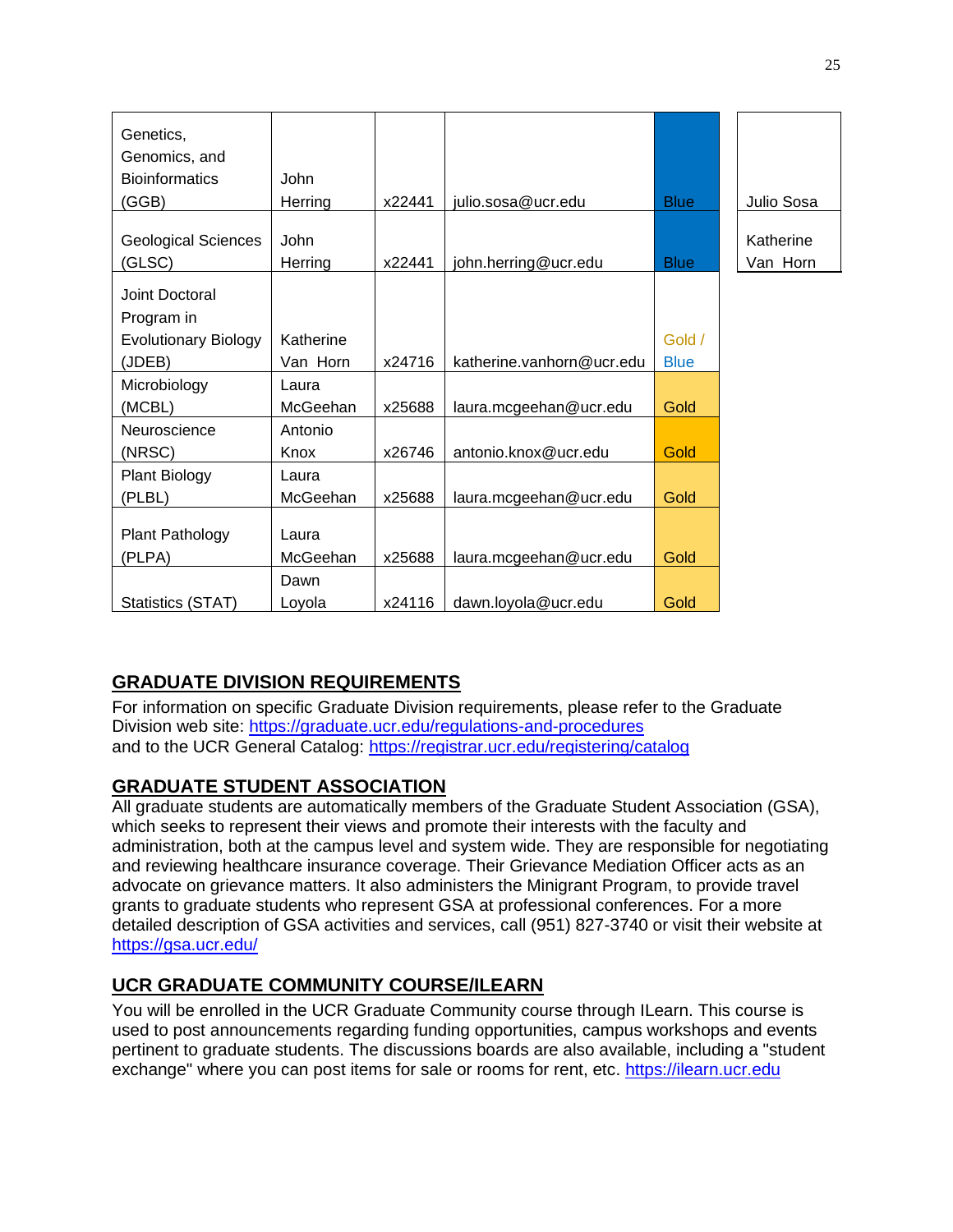| | | | | | |
|---|---|---|---|---|---|
| Genetics, Genomics, and Bioinformatics (GGB) | John Herring | x22441 | julio.sosa@ucr.edu | Blue | Julio Sosa |
| Geological Sciences (GLSC) | John Herring | x22441 | john.herring@ucr.edu | Blue | Katherine Van Horn |
| Joint Doctoral Program in Evolutionary Biology (JDEB) | Katherine Van Horn | x24716 | katherine.vanhorn@ucr.edu | Gold / Blue | |
| Microbiology (MCBL) | Laura McGeehan | x25688 | laura.mcgeehan@ucr.edu | Gold | |
| Neuroscience (NRSC) | Antonio Knox | x26746 | antonio.knox@ucr.edu | Gold | |
| Plant Biology (PLBL) | Laura McGeehan | x25688 | laura.mcgeehan@ucr.edu | Gold | |
| Plant Pathology (PLPA) | Laura McGeehan | x25688 | laura.mcgeehan@ucr.edu | Gold | |
| Statistics (STAT) | Dawn Loyola | x24116 | dawn.loyola@ucr.edu | Gold | |

## GRADUATE DIVISION REQUIREMENTS

For information on specific Graduate Division requirements, please refer to the Graduate Division web site: https://graduate.ucr.edu/regulations-and-procedures
and to the UCR General Catalog: https://registrar.ucr.edu/registering/catalog

## GRADUATE STUDENT ASSOCIATION

All graduate students are automatically members of the Graduate Student Association (GSA), which seeks to represent their views and promote their interests with the faculty and administration, both at the campus level and system wide. They are responsible for negotiating and reviewing healthcare insurance coverage. Their Grievance Mediation Officer acts as an advocate on grievance matters. It also administers the Minigrant Program, to provide travel grants to graduate students who represent GSA at professional conferences. For a more detailed description of GSA activities and services, call (951) 827-3740 or visit their website at https://gsa.ucr.edu/

## UCR GRADUATE COMMUNITY COURSE/ILEARN

You will be enrolled in the UCR Graduate Community course through ILearn. This course is used to post announcements regarding funding opportunities, campus workshops and events pertinent to graduate students. The discussions boards are also available, including a "student exchange" where you can post items for sale or rooms for rent, etc. https://ilearn.ucr.edu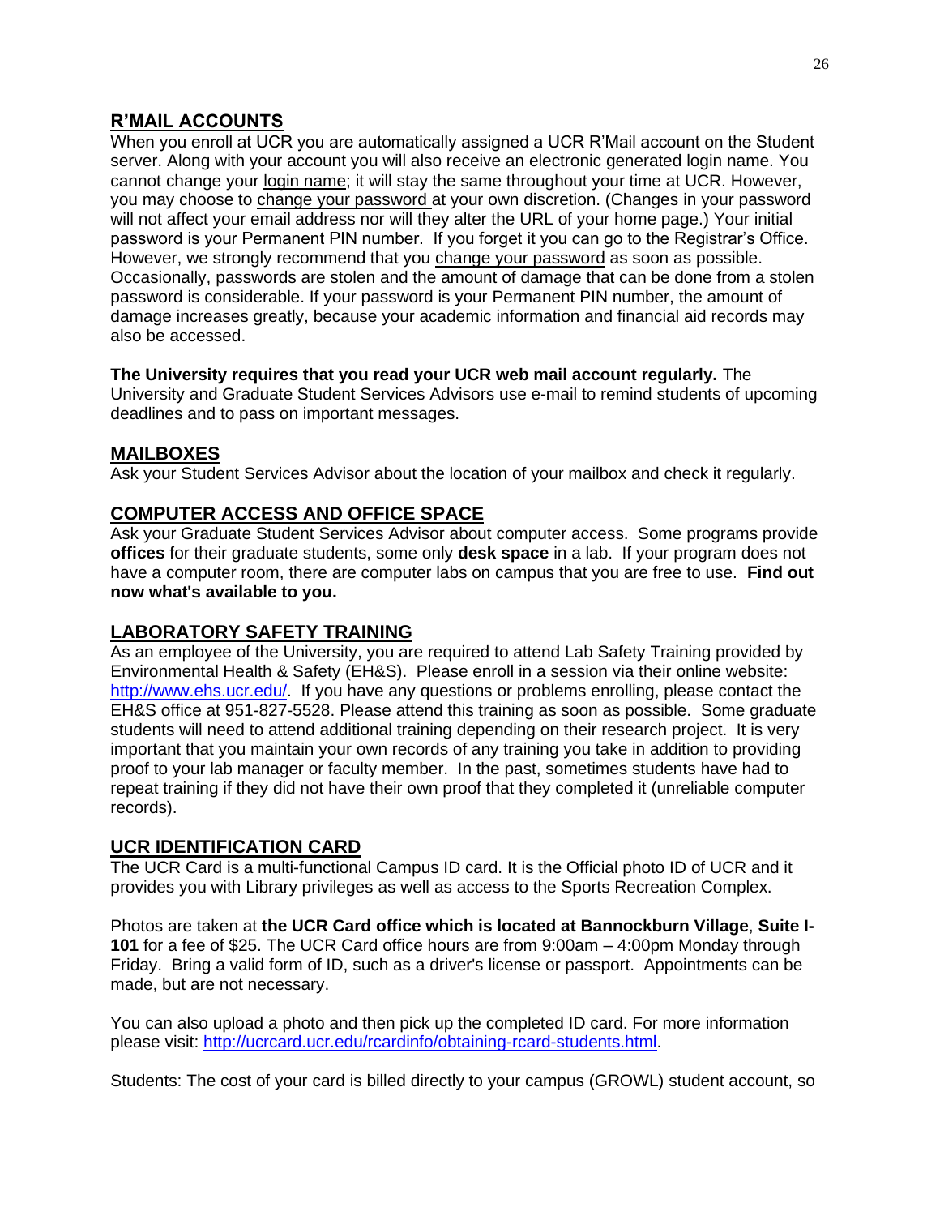## R'MAIL ACCOUNTS

When you enroll at UCR you are automatically assigned a UCR R'Mail account on the Student server. Along with your account you will also receive an electronic generated login name. You cannot change your login name; it will stay the same throughout your time at UCR. However, you may choose to change your password at your own discretion. (Changes in your password will not affect your email address nor will they alter the URL of your home page.) Your initial password is your Permanent PIN number. If you forget it you can go to the Registrar's Office. However, we strongly recommend that you change your password as soon as possible. Occasionally, passwords are stolen and the amount of damage that can be done from a stolen password is considerable. If your password is your Permanent PIN number, the amount of damage increases greatly, because your academic information and financial aid records may also be accessed.

**The University requires that you read your UCR web mail account regularly.** The University and Graduate Student Services Advisors use e-mail to remind students of upcoming deadlines and to pass on important messages.

## MAILBOXES

Ask your Student Services Advisor about the location of your mailbox and check it regularly.

## COMPUTER ACCESS AND OFFICE SPACE

Ask your Graduate Student Services Advisor about computer access. Some programs provide **offices** for their graduate students, some only **desk space** in a lab. If your program does not have a computer room, there are computer labs on campus that you are free to use. **Find out now what's available to you.**

## LABORATORY SAFETY TRAINING

As an employee of the University, you are required to attend Lab Safety Training provided by Environmental Health & Safety (EH&S). Please enroll in a session via their online website: http://www.ehs.ucr.edu/. If you have any questions or problems enrolling, please contact the EH&S office at 951-827-5528. Please attend this training as soon as possible. Some graduate students will need to attend additional training depending on their research project. It is very important that you maintain your own records of any training you take in addition to providing proof to your lab manager or faculty member. In the past, sometimes students have had to repeat training if they did not have their own proof that they completed it (unreliable computer records).

## UCR IDENTIFICATION CARD

The UCR Card is a multi-functional Campus ID card. It is the Official photo ID of UCR and it provides you with Library privileges as well as access to the Sports Recreation Complex.

Photos are taken at **the UCR Card office which is located at Bannockburn Village**, **Suite I-101** for a fee of $25. The UCR Card office hours are from 9:00am – 4:00pm Monday through Friday. Bring a valid form of ID, such as a driver's license or passport. Appointments can be made, but are not necessary.

You can also upload a photo and then pick up the completed ID card. For more information please visit: http://ucrcard.ucr.edu/rcardinfo/obtaining-rcard-students.html.

Students: The cost of your card is billed directly to your campus (GROWL) student account, so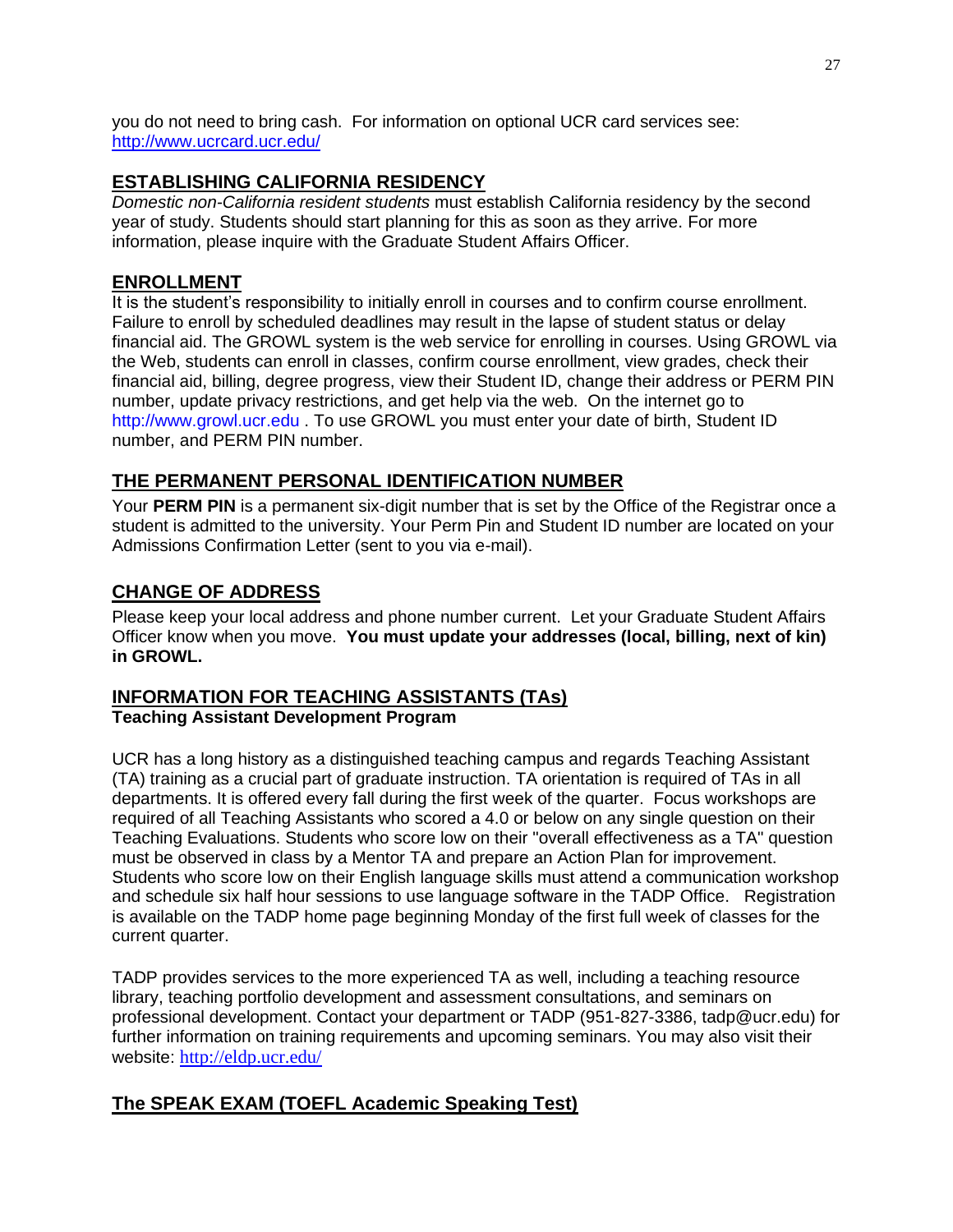you do not need to bring cash. For information on optional UCR card services see: http://www.ucrcard.ucr.edu/

## ESTABLISHING CALIFORNIA RESIDENCY

*Domestic non-California resident students* must establish California residency by the second year of study. Students should start planning for this as soon as they arrive. For more information, please inquire with the Graduate Student Affairs Officer.

## ENROLLMENT

It is the student's responsibility to initially enroll in courses and to confirm course enrollment. Failure to enroll by scheduled deadlines may result in the lapse of student status or delay financial aid. The GROWL system is the web service for enrolling in courses. Using GROWL via the Web, students can enroll in classes, confirm course enrollment, view grades, check their financial aid, billing, degree progress, view their Student ID, change their address or PERM PIN number, update privacy restrictions, and get help via the web. On the internet go to http://www.growl.ucr.edu . To use GROWL you must enter your date of birth, Student ID number, and PERM PIN number.

## THE PERMANENT PERSONAL IDENTIFICATION NUMBER

Your **PERM PIN** is a permanent six-digit number that is set by the Office of the Registrar once a student is admitted to the university. Your Perm Pin and Student ID number are located on your Admissions Confirmation Letter (sent to you via e-mail).

## CHANGE OF ADDRESS

Please keep your local address and phone number current. Let your Graduate Student Affairs Officer know when you move. **You must update your addresses (local, billing, next of kin) in GROWL.**

## INFORMATION FOR TEACHING ASSISTANTS (TAs)

**Teaching Assistant Development Program**

UCR has a long history as a distinguished teaching campus and regards Teaching Assistant (TA) training as a crucial part of graduate instruction. TA orientation is required of TAs in all departments. It is offered every fall during the first week of the quarter. Focus workshops are required of all Teaching Assistants who scored a 4.0 or below on any single question on their Teaching Evaluations. Students who score low on their "overall effectiveness as a TA" question must be observed in class by a Mentor TA and prepare an Action Plan for improvement. Students who score low on their English language skills must attend a communication workshop and schedule six half hour sessions to use language software in the TADP Office. Registration is available on the TADP home page beginning Monday of the first full week of classes for the current quarter.

TADP provides services to the more experienced TA as well, including a teaching resource library, teaching portfolio development and assessment consultations, and seminars on professional development. Contact your department or TADP (951-827-3386, tadp@ucr.edu) for further information on training requirements and upcoming seminars. You may also visit their website: http://eldp.ucr.edu/

## The SPEAK EXAM (TOEFL Academic Speaking Test)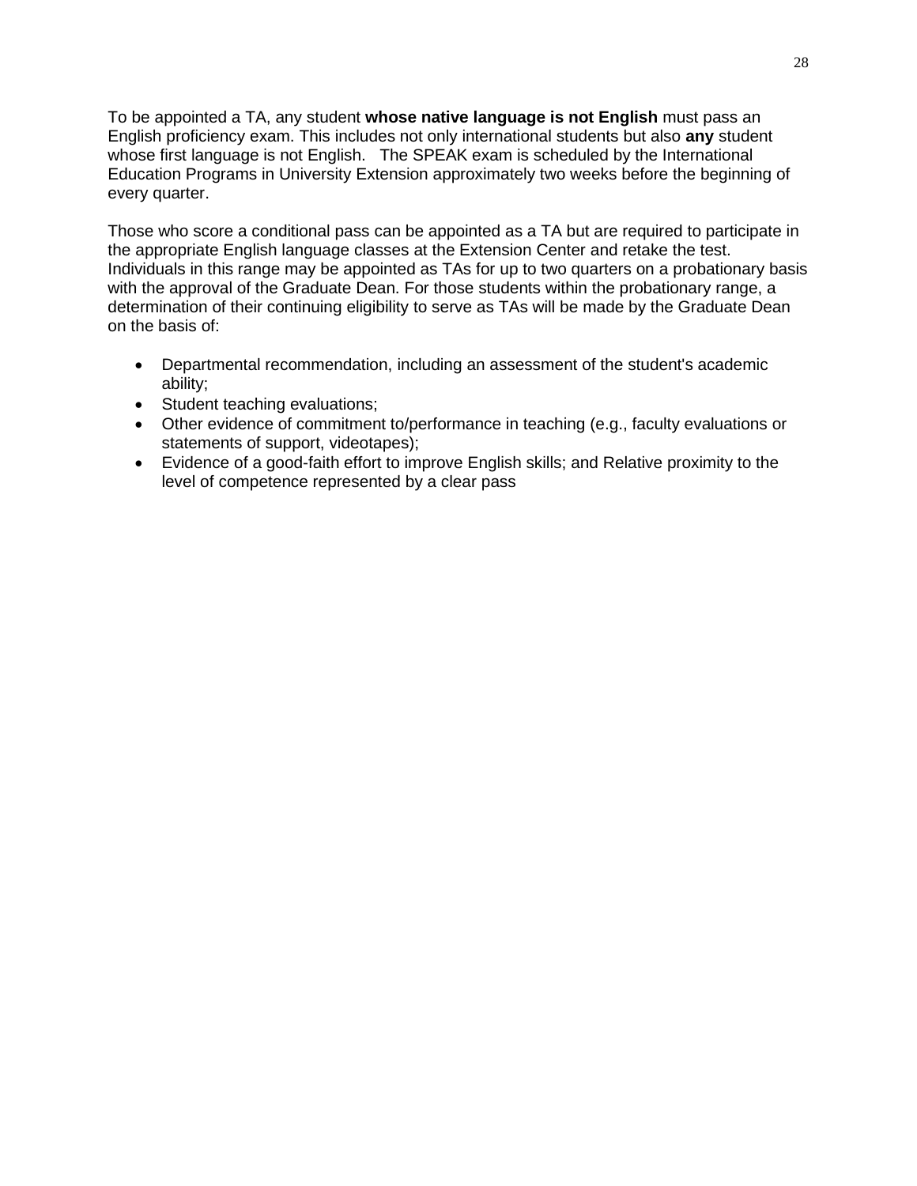To be appointed a TA, any student **whose native language is not English** must pass an English proficiency exam. This includes not only international students but also **any** student whose first language is not English. The SPEAK exam is scheduled by the International Education Programs in University Extension approximately two weeks before the beginning of every quarter.

Those who score a conditional pass can be appointed as a TA but are required to participate in the appropriate English language classes at the Extension Center and retake the test. Individuals in this range may be appointed as TAs for up to two quarters on a probationary basis with the approval of the Graduate Dean. For those students within the probationary range, a determination of their continuing eligibility to serve as TAs will be made by the Graduate Dean on the basis of:

- Departmental recommendation, including an assessment of the student's academic ability;
- Student teaching evaluations;
- Other evidence of commitment to/performance in teaching (e.g., faculty evaluations or statements of support, videotapes);
- Evidence of a good-faith effort to improve English skills; and Relative proximity to the level of competence represented by a clear pass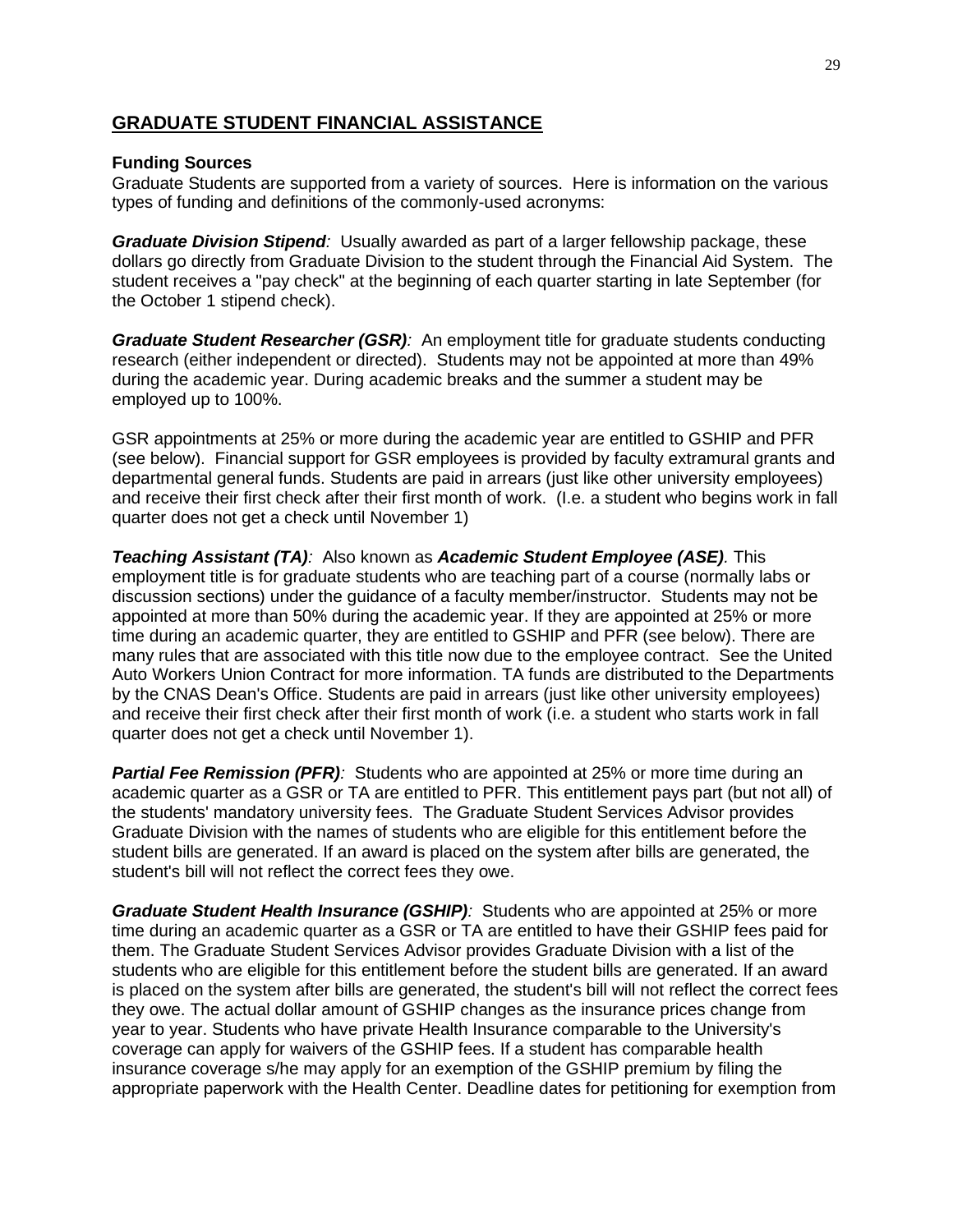## GRADUATE STUDENT FINANCIAL ASSISTANCE

**Funding Sources**

Graduate Students are supported from a variety of sources. Here is information on the various types of funding and definitions of the commonly-used acronyms:

***Graduate Division Stipend**:* Usually awarded as part of a larger fellowship package, these dollars go directly from Graduate Division to the student through the Financial Aid System. The student receives a "pay check" at the beginning of each quarter starting in late September (for the October 1 stipend check).

***Graduate Student Researcher (GSR)**:* An employment title for graduate students conducting research (either independent or directed). Students may not be appointed at more than 49% during the academic year. During academic breaks and the summer a student may be employed up to 100%.

GSR appointments at 25% or more during the academic year are entitled to GSHIP and PFR (see below). Financial support for GSR employees is provided by faculty extramural grants and departmental general funds. Students are paid in arrears (just like other university employees) and receive their first check after their first month of work. (I.e. a student who begins work in fall quarter does not get a check until November 1)

***Teaching Assistant (TA)**:* Also known as ***Academic Student Employee (ASE)**.* This employment title is for graduate students who are teaching part of a course (normally labs or discussion sections) under the guidance of a faculty member/instructor. Students may not be appointed at more than 50% during the academic year. If they are appointed at 25% or more time during an academic quarter, they are entitled to GSHIP and PFR (see below). There are many rules that are associated with this title now due to the employee contract. See the United Auto Workers Union Contract for more information. TA funds are distributed to the Departments by the CNAS Dean's Office. Students are paid in arrears (just like other university employees) and receive their first check after their first month of work (i.e. a student who starts work in fall quarter does not get a check until November 1).

***Partial Fee Remission (PFR)**:* Students who are appointed at 25% or more time during an academic quarter as a GSR or TA are entitled to PFR. This entitlement pays part (but not all) of the students' mandatory university fees. The Graduate Student Services Advisor provides Graduate Division with the names of students who are eligible for this entitlement before the student bills are generated. If an award is placed on the system after bills are generated, the student's bill will not reflect the correct fees they owe.

***Graduate Student Health Insurance (GSHIP)**:* Students who are appointed at 25% or more time during an academic quarter as a GSR or TA are entitled to have their GSHIP fees paid for them. The Graduate Student Services Advisor provides Graduate Division with a list of the students who are eligible for this entitlement before the student bills are generated. If an award is placed on the system after bills are generated, the student's bill will not reflect the correct fees they owe. The actual dollar amount of GSHIP changes as the insurance prices change from year to year. Students who have private Health Insurance comparable to the University's coverage can apply for waivers of the GSHIP fees. If a student has comparable health insurance coverage s/he may apply for an exemption of the GSHIP premium by filing the appropriate paperwork with the Health Center. Deadline dates for petitioning for exemption from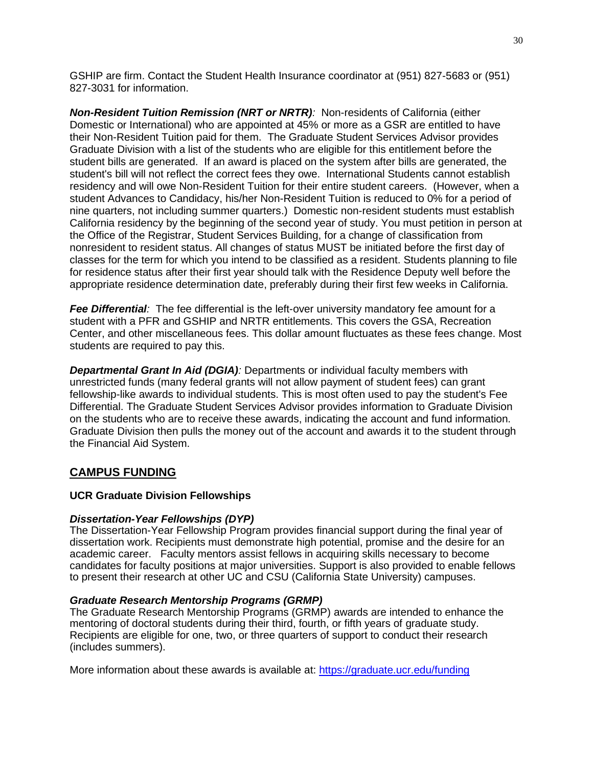GSHIP are firm. Contact the Student Health Insurance coordinator at (951) 827-5683 or (951) 827-3031 for information.

***Non-Resident Tuition Remission (NRT or NRTR)**:* Non-residents of California (either Domestic or International) who are appointed at 45% or more as a GSR are entitled to have their Non-Resident Tuition paid for them. The Graduate Student Services Advisor provides Graduate Division with a list of the students who are eligible for this entitlement before the student bills are generated. If an award is placed on the system after bills are generated, the student's bill will not reflect the correct fees they owe. International Students cannot establish residency and will owe Non-Resident Tuition for their entire student careers. (However, when a student Advances to Candidacy, his/her Non-Resident Tuition is reduced to 0% for a period of nine quarters, not including summer quarters.) Domestic non-resident students must establish California residency by the beginning of the second year of study. You must petition in person at the Office of the Registrar, Student Services Building, for a change of classification from nonresident to resident status. All changes of status MUST be initiated before the first day of classes for the term for which you intend to be classified as a resident. Students planning to file for residence status after their first year should talk with the Residence Deputy well before the appropriate residence determination date, preferably during their first few weeks in California.

***Fee Differential**:* The fee differential is the left-over university mandatory fee amount for a student with a PFR and GSHIP and NRTR entitlements. This covers the GSA, Recreation Center, and other miscellaneous fees. This dollar amount fluctuates as these fees change. Most students are required to pay this.

***Departmental Grant In Aid (DGIA)**:* Departments or individual faculty members with unrestricted funds (many federal grants will not allow payment of student fees) can grant fellowship-like awards to individual students. This is most often used to pay the student's Fee Differential. The Graduate Student Services Advisor provides information to Graduate Division on the students who are to receive these awards, indicating the account and fund information. Graduate Division then pulls the money out of the account and awards it to the student through the Financial Aid System.

## CAMPUS FUNDING

### UCR Graduate Division Fellowships

#### *Dissertation-Year Fellowships (DYP)*

The Dissertation-Year Fellowship Program provides financial support during the final year of dissertation work. Recipients must demonstrate high potential, promise and the desire for an academic career. Faculty mentors assist fellows in acquiring skills necessary to become candidates for faculty positions at major universities. Support is also provided to enable fellows to present their research at other UC and CSU (California State University) campuses.

#### *Graduate Research Mentorship Programs (GRMP)*

The Graduate Research Mentorship Programs (GRMP) awards are intended to enhance the mentoring of doctoral students during their third, fourth, or fifth years of graduate study. Recipients are eligible for one, two, or three quarters of support to conduct their research (includes summers).

More information about these awards is available at: [https://graduate.ucr.edu/funding](https://graduate.ucr.edu/funding)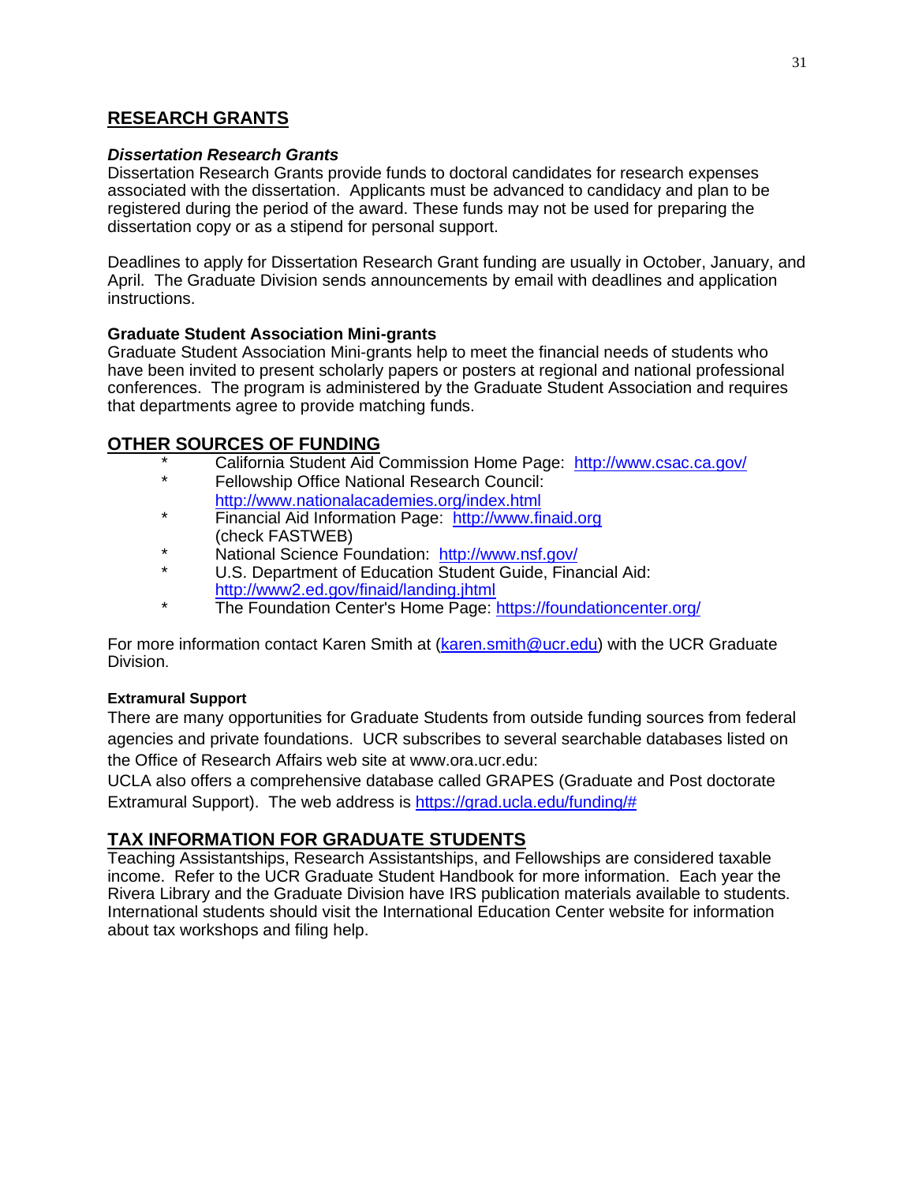## RESEARCH GRANTS

### ***Dissertation Research Grants***

Dissertation Research Grants provide funds to doctoral candidates for research expenses associated with the dissertation. Applicants must be advanced to candidacy and plan to be registered during the period of the award. These funds may not be used for preparing the dissertation copy or as a stipend for personal support.

Deadlines to apply for Dissertation Research Grant funding are usually in October, January, and April. The Graduate Division sends announcements by email with deadlines and application instructions.

### **Graduate Student Association Mini-grants**

Graduate Student Association Mini-grants help to meet the financial needs of students who have been invited to present scholarly papers or posters at regional and national professional conferences. The program is administered by the Graduate Student Association and requires that departments agree to provide matching funds.

## OTHER SOURCES OF FUNDING

* California Student Aid Commission Home Page: http://www.csac.ca.gov/
* Fellowship Office National Research Council: http://www.nationalacademies.org/index.html
* Financial Aid Information Page: http://www.finaid.org (check FASTWEB)
* National Science Foundation: http://www.nsf.gov/
* U.S. Department of Education Student Guide, Financial Aid: http://www2.ed.gov/finaid/landing.jhtml
* The Foundation Center's Home Page: https://foundationcenter.org/

For more information contact Karen Smith at (karen.smith@ucr.edu) with the UCR Graduate Division.

### **Extramural Support**

There are many opportunities for Graduate Students from outside funding sources from federal agencies and private foundations. UCR subscribes to several searchable databases listed on the Office of Research Affairs web site at www.ora.ucr.edu:
UCLA also offers a comprehensive database called GRAPES (Graduate and Post doctorate Extramural Support). The web address is https://grad.ucla.edu/funding/#

## TAX INFORMATION FOR GRADUATE STUDENTS

Teaching Assistantships, Research Assistantships, and Fellowships are considered taxable income. Refer to the UCR Graduate Student Handbook for more information. Each year the Rivera Library and the Graduate Division have IRS publication materials available to students. International students should visit the International Education Center website for information about tax workshops and filing help.